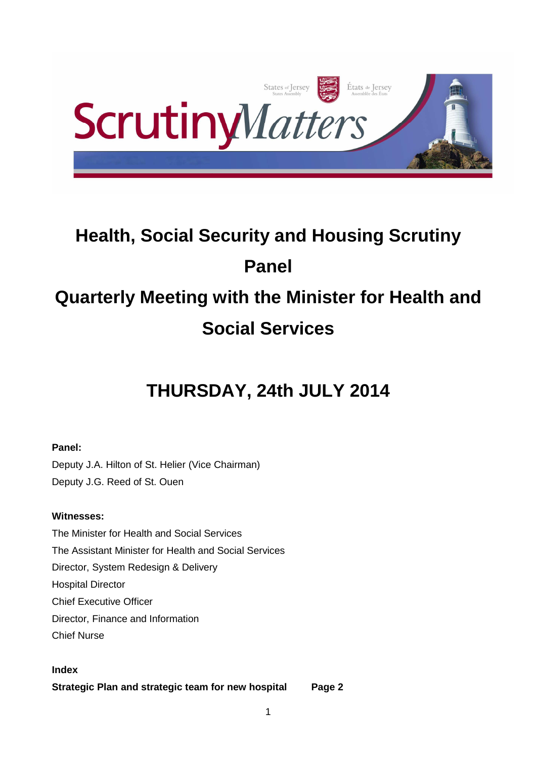# Health, Social Security and Housing Scrutiny Panel

# Quarterly Meeting with the Minister for Health and Social Services

## THURSDAY, 24th JULY 2014

**Panel:**

Deputy J.A. Hilton of St. Helier (Vice Chairman)

Deputy J.G. Reed of St. Ouen

**Witnesses:**

The Minister for Health and Social Services

The Assistant Minister for Health and Social Services

Director, System Redesign & Delivery

Hospital Director

Chief Executive Officer

Director, Finance and Information

Chief Nurse

**Index**

**Strategic Plan and strategic team for new hospital** **Page 2**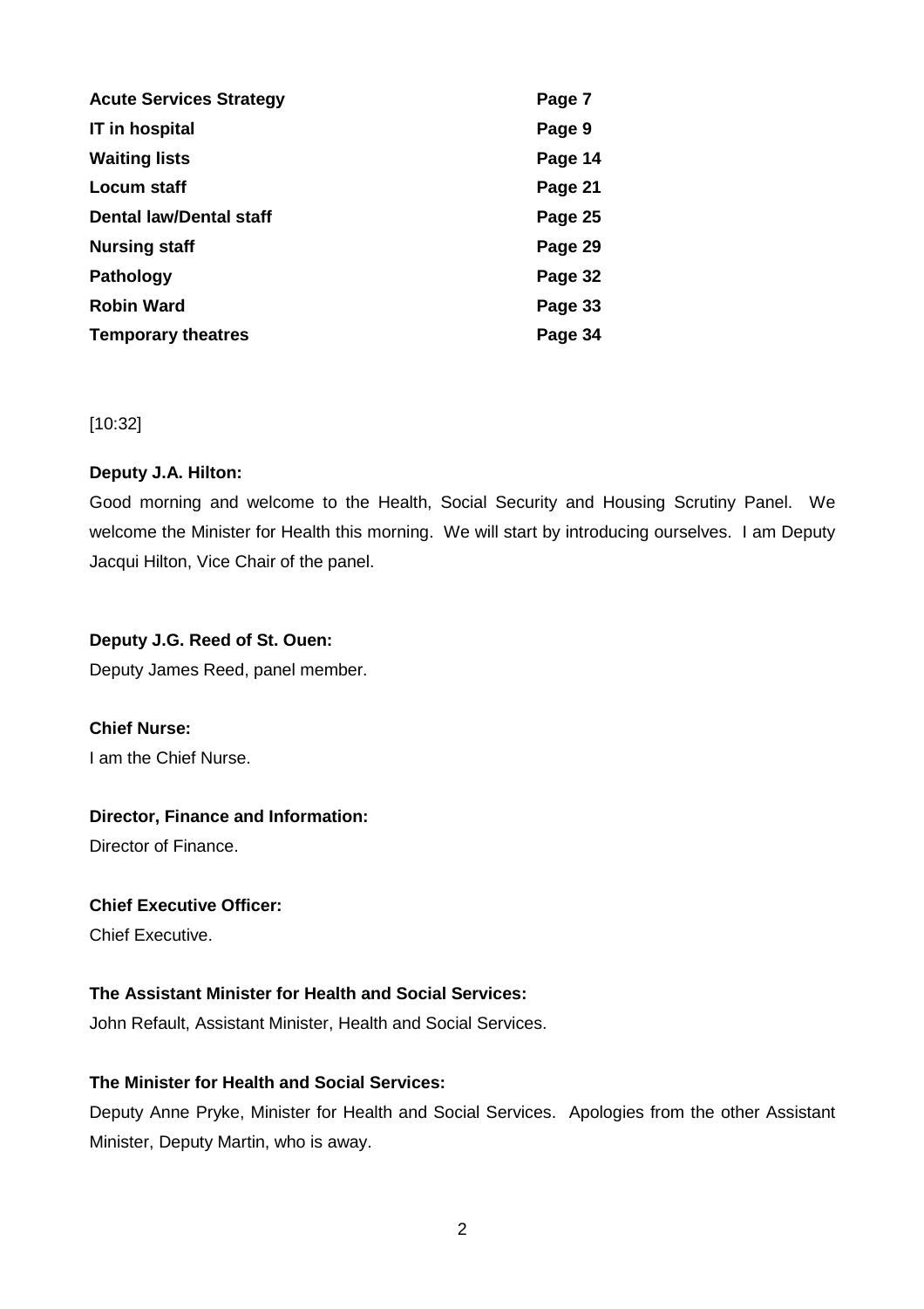| | |
|---|---|
| **Acute Services Strategy** | **Page 7** |
| **IT in hospital** | **Page 9** |
| **Waiting lists** | **Page 14** |
| **Locum staff** | **Page 21** |
| **Dental law/Dental staff** | **Page 25** |
| **Nursing staff** | **Page 29** |
| **Pathology** | **Page 32** |
| **Robin Ward** | **Page 33** |
| **Temporary theatres** | **Page 34** |

[10:32]

**Deputy J.A. Hilton:**

Good morning and welcome to the Health, Social Security and Housing Scrutiny Panel. We welcome the Minister for Health this morning. We will start by introducing ourselves. I am Deputy Jacqui Hilton, Vice Chair of the panel.

**Deputy J.G. Reed of St. Ouen:**

Deputy James Reed, panel member.

**Chief Nurse:**

I am the Chief Nurse.

**Director, Finance and Information:**

Director of Finance.

**Chief Executive Officer:**

Chief Executive.

**The Assistant Minister for Health and Social Services:**

John Refault, Assistant Minister, Health and Social Services.

**The Minister for Health and Social Services:**

Deputy Anne Pryke, Minister for Health and Social Services. Apologies from the other Assistant Minister, Deputy Martin, who is away.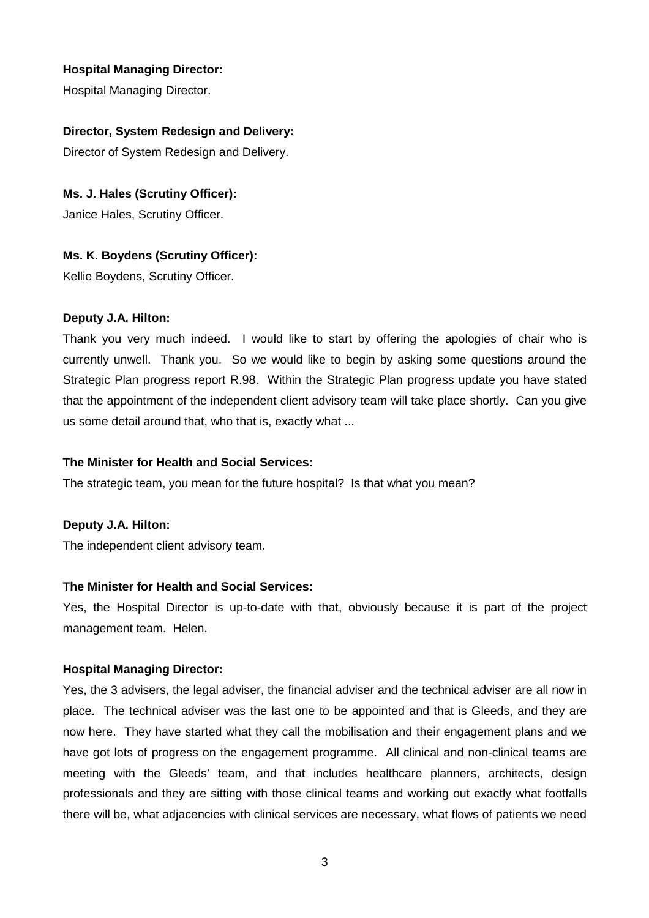**Hospital Managing Director:**

Hospital Managing Director.

**Director, System Redesign and Delivery:**

Director of System Redesign and Delivery.

**Ms. J. Hales (Scrutiny Officer):**

Janice Hales, Scrutiny Officer.

**Ms. K. Boydens (Scrutiny Officer):**

Kellie Boydens, Scrutiny Officer.

**Deputy J.A. Hilton:**

Thank you very much indeed. I would like to start by offering the apologies of chair who is currently unwell. Thank you. So we would like to begin by asking some questions around the Strategic Plan progress report R.98. Within the Strategic Plan progress update you have stated that the appointment of the independent client advisory team will take place shortly. Can you give us some detail around that, who that is, exactly what ...

**The Minister for Health and Social Services:**

The strategic team, you mean for the future hospital? Is that what you mean?

**Deputy J.A. Hilton:**

The independent client advisory team.

**The Minister for Health and Social Services:**

Yes, the Hospital Director is up-to-date with that, obviously because it is part of the project management team. Helen.

**Hospital Managing Director:**

Yes, the 3 advisers, the legal adviser, the financial adviser and the technical adviser are all now in place. The technical adviser was the last one to be appointed and that is Gleeds, and they are now here. They have started what they call the mobilisation and their engagement plans and we have got lots of progress on the engagement programme. All clinical and non-clinical teams are meeting with the Gleeds' team, and that includes healthcare planners, architects, design professionals and they are sitting with those clinical teams and working out exactly what footfalls there will be, what adjacencies with clinical services are necessary, what flows of patients we need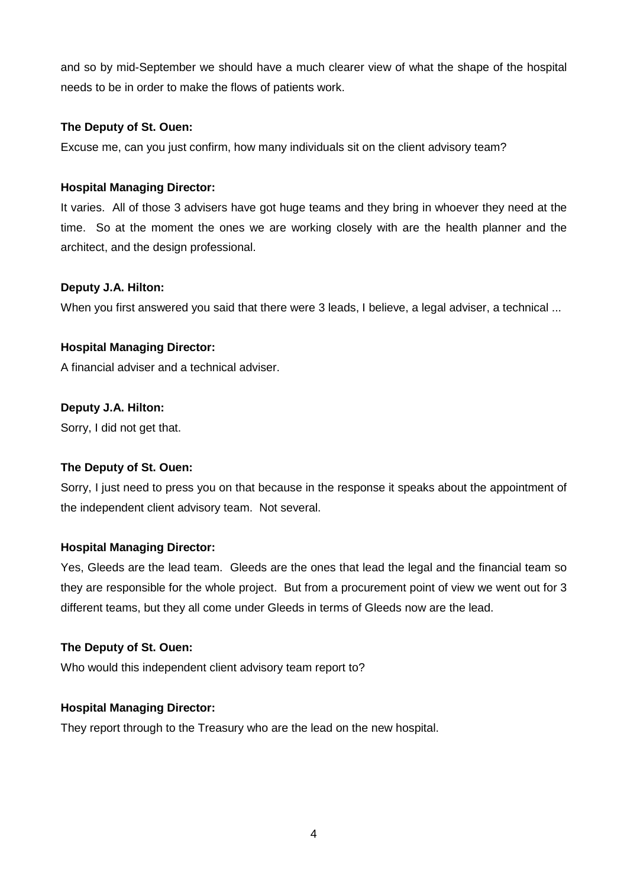and so by mid-September we should have a much clearer view of what the shape of the hospital needs to be in order to make the flows of patients work.

**The Deputy of St. Ouen:**

Excuse me, can you just confirm, how many individuals sit on the client advisory team?

**Hospital Managing Director:**

It varies. All of those 3 advisers have got huge teams and they bring in whoever they need at the time. So at the moment the ones we are working closely with are the health planner and the architect, and the design professional.

**Deputy J.A. Hilton:**

When you first answered you said that there were 3 leads, I believe, a legal adviser, a technical ...

**Hospital Managing Director:**

A financial adviser and a technical adviser.

**Deputy J.A. Hilton:**

Sorry, I did not get that.

**The Deputy of St. Ouen:**

Sorry, I just need to press you on that because in the response it speaks about the appointment of the independent client advisory team. Not several.

**Hospital Managing Director:**

Yes, Gleeds are the lead team. Gleeds are the ones that lead the legal and the financial team so they are responsible for the whole project. But from a procurement point of view we went out for 3 different teams, but they all come under Gleeds in terms of Gleeds now are the lead.

**The Deputy of St. Ouen:**

Who would this independent client advisory team report to?

**Hospital Managing Director:**

They report through to the Treasury who are the lead on the new hospital.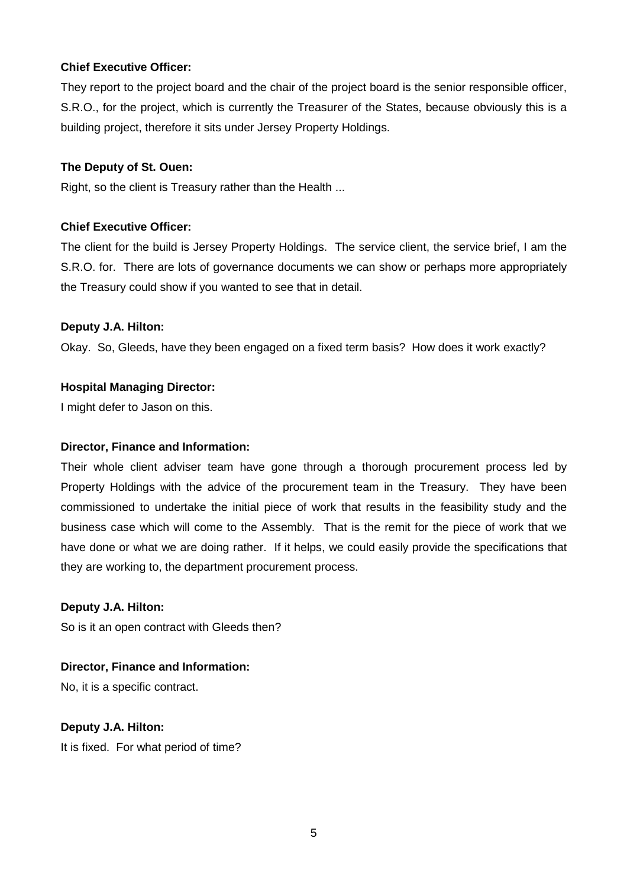**Chief Executive Officer:**

They report to the project board and the chair of the project board is the senior responsible officer, S.R.O., for the project, which is currently the Treasurer of the States, because obviously this is a building project, therefore it sits under Jersey Property Holdings.

**The Deputy of St. Ouen:**

Right, so the client is Treasury rather than the Health ...

**Chief Executive Officer:**

The client for the build is Jersey Property Holdings. The service client, the service brief, I am the S.R.O. for. There are lots of governance documents we can show or perhaps more appropriately the Treasury could show if you wanted to see that in detail.

**Deputy J.A. Hilton:**

Okay. So, Gleeds, have they been engaged on a fixed term basis? How does it work exactly?

**Hospital Managing Director:**

I might defer to Jason on this.

**Director, Finance and Information:**

Their whole client adviser team have gone through a thorough procurement process led by Property Holdings with the advice of the procurement team in the Treasury. They have been commissioned to undertake the initial piece of work that results in the feasibility study and the business case which will come to the Assembly. That is the remit for the piece of work that we have done or what we are doing rather. If it helps, we could easily provide the specifications that they are working to, the department procurement process.

**Deputy J.A. Hilton:**

So is it an open contract with Gleeds then?

**Director, Finance and Information:**

No, it is a specific contract.

**Deputy J.A. Hilton:**

It is fixed. For what period of time?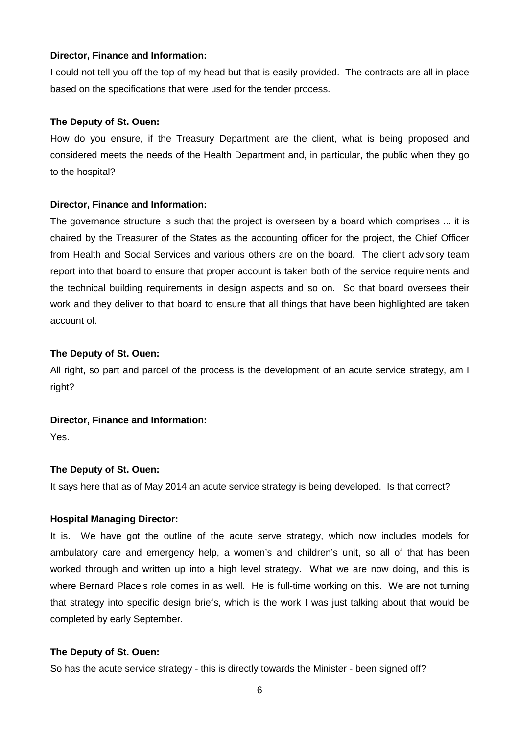**Director, Finance and Information:**

I could not tell you off the top of my head but that is easily provided. The contracts are all in place based on the specifications that were used for the tender process.

**The Deputy of St. Ouen:**

How do you ensure, if the Treasury Department are the client, what is being proposed and considered meets the needs of the Health Department and, in particular, the public when they go to the hospital?

**Director, Finance and Information:**

The governance structure is such that the project is overseen by a board which comprises ... it is chaired by the Treasurer of the States as the accounting officer for the project, the Chief Officer from Health and Social Services and various others are on the board. The client advisory team report into that board to ensure that proper account is taken both of the service requirements and the technical building requirements in design aspects and so on. So that board oversees their work and they deliver to that board to ensure that all things that have been highlighted are taken account of.

**The Deputy of St. Ouen:**

All right, so part and parcel of the process is the development of an acute service strategy, am I right?

**Director, Finance and Information:**

Yes.

**The Deputy of St. Ouen:**

It says here that as of May 2014 an acute service strategy is being developed. Is that correct?

**Hospital Managing Director:**

It is. We have got the outline of the acute serve strategy, which now includes models for ambulatory care and emergency help, a women's and children's unit, so all of that has been worked through and written up into a high level strategy. What we are now doing, and this is where Bernard Place's role comes in as well. He is full-time working on this. We are not turning that strategy into specific design briefs, which is the work I was just talking about that would be completed by early September.

**The Deputy of St. Ouen:**

So has the acute service strategy - this is directly towards the Minister - been signed off?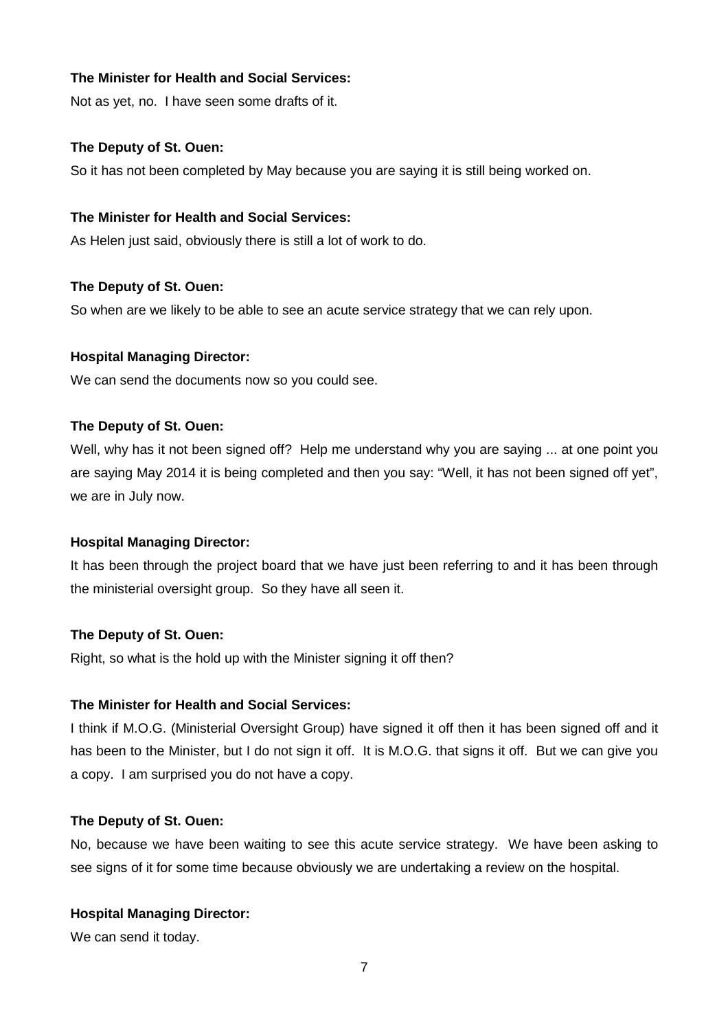**The Minister for Health and Social Services:**

Not as yet, no. I have seen some drafts of it.

**The Deputy of St. Ouen:**

So it has not been completed by May because you are saying it is still being worked on.

**The Minister for Health and Social Services:**

As Helen just said, obviously there is still a lot of work to do.

**The Deputy of St. Ouen:**

So when are we likely to be able to see an acute service strategy that we can rely upon.

**Hospital Managing Director:**

We can send the documents now so you could see.

**The Deputy of St. Ouen:**

Well, why has it not been signed off? Help me understand why you are saying ... at one point you are saying May 2014 it is being completed and then you say: "Well, it has not been signed off yet", we are in July now.

**Hospital Managing Director:**

It has been through the project board that we have just been referring to and it has been through the ministerial oversight group. So they have all seen it.

**The Deputy of St. Ouen:**

Right, so what is the hold up with the Minister signing it off then?

**The Minister for Health and Social Services:**

I think if M.O.G. (Ministerial Oversight Group) have signed it off then it has been signed off and it has been to the Minister, but I do not sign it off. It is M.O.G. that signs it off. But we can give you a copy. I am surprised you do not have a copy.

**The Deputy of St. Ouen:**

No, because we have been waiting to see this acute service strategy. We have been asking to see signs of it for some time because obviously we are undertaking a review on the hospital.

**Hospital Managing Director:**

We can send it today.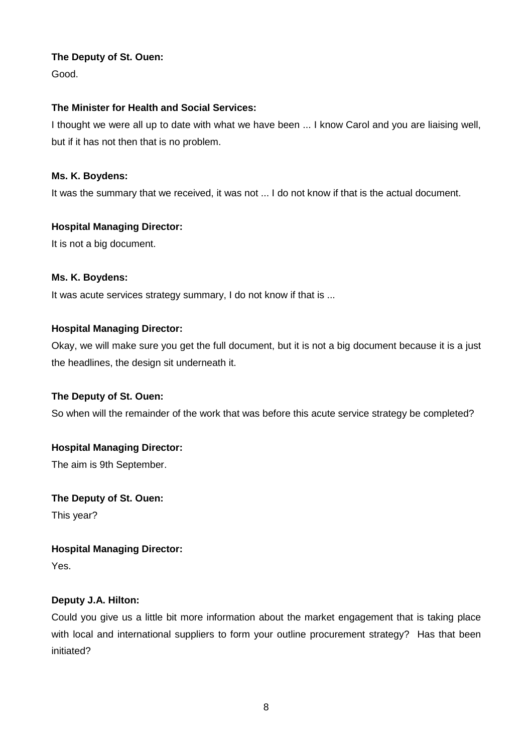**The Deputy of St. Ouen:**

Good.

**The Minister for Health and Social Services:**

I thought we were all up to date with what we have been ... I know Carol and you are liaising well, but if it has not then that is no problem.

**Ms. K. Boydens:**

It was the summary that we received, it was not ... I do not know if that is the actual document.

**Hospital Managing Director:**

It is not a big document.

**Ms. K. Boydens:**

It was acute services strategy summary, I do not know if that is ...

**Hospital Managing Director:**

Okay, we will make sure you get the full document, but it is not a big document because it is a just the headlines, the design sit underneath it.

**The Deputy of St. Ouen:**

So when will the remainder of the work that was before this acute service strategy be completed?

**Hospital Managing Director:**

The aim is 9th September.

**The Deputy of St. Ouen:**

This year?

**Hospital Managing Director:**

Yes.

**Deputy J.A. Hilton:**

Could you give us a little bit more information about the market engagement that is taking place with local and international suppliers to form your outline procurement strategy? Has that been initiated?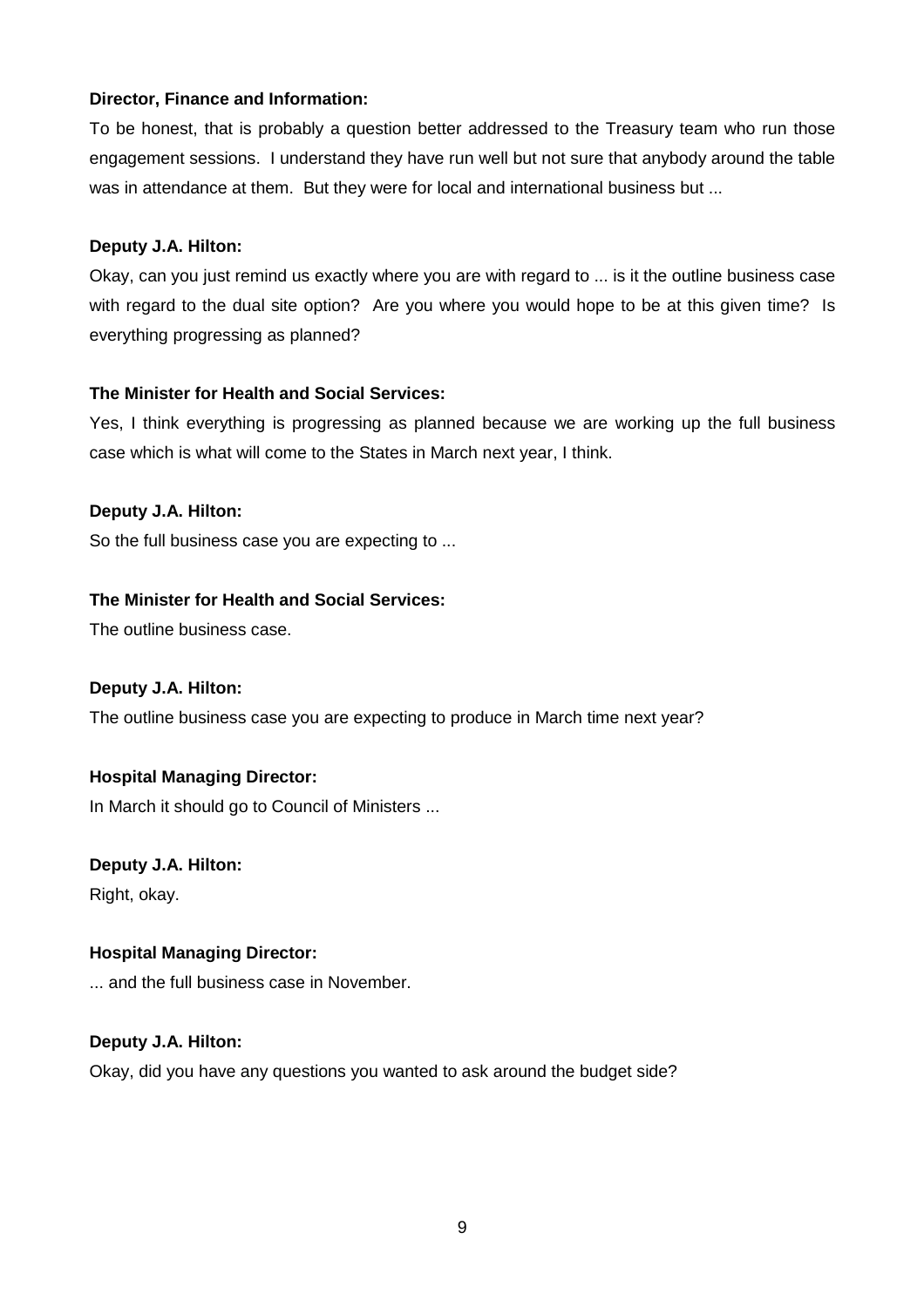**Director, Finance and Information:**

To be honest, that is probably a question better addressed to the Treasury team who run those engagement sessions. I understand they have run well but not sure that anybody around the table was in attendance at them. But they were for local and international business but ...

**Deputy J.A. Hilton:**

Okay, can you just remind us exactly where you are with regard to ... is it the outline business case with regard to the dual site option? Are you where you would hope to be at this given time? Is everything progressing as planned?

**The Minister for Health and Social Services:**

Yes, I think everything is progressing as planned because we are working up the full business case which is what will come to the States in March next year, I think.

**Deputy J.A. Hilton:**

So the full business case you are expecting to ...

**The Minister for Health and Social Services:**

The outline business case.

**Deputy J.A. Hilton:**

The outline business case you are expecting to produce in March time next year?

**Hospital Managing Director:**

In March it should go to Council of Ministers ...

**Deputy J.A. Hilton:**

Right, okay.

**Hospital Managing Director:**

... and the full business case in November.

**Deputy J.A. Hilton:**

Okay, did you have any questions you wanted to ask around the budget side?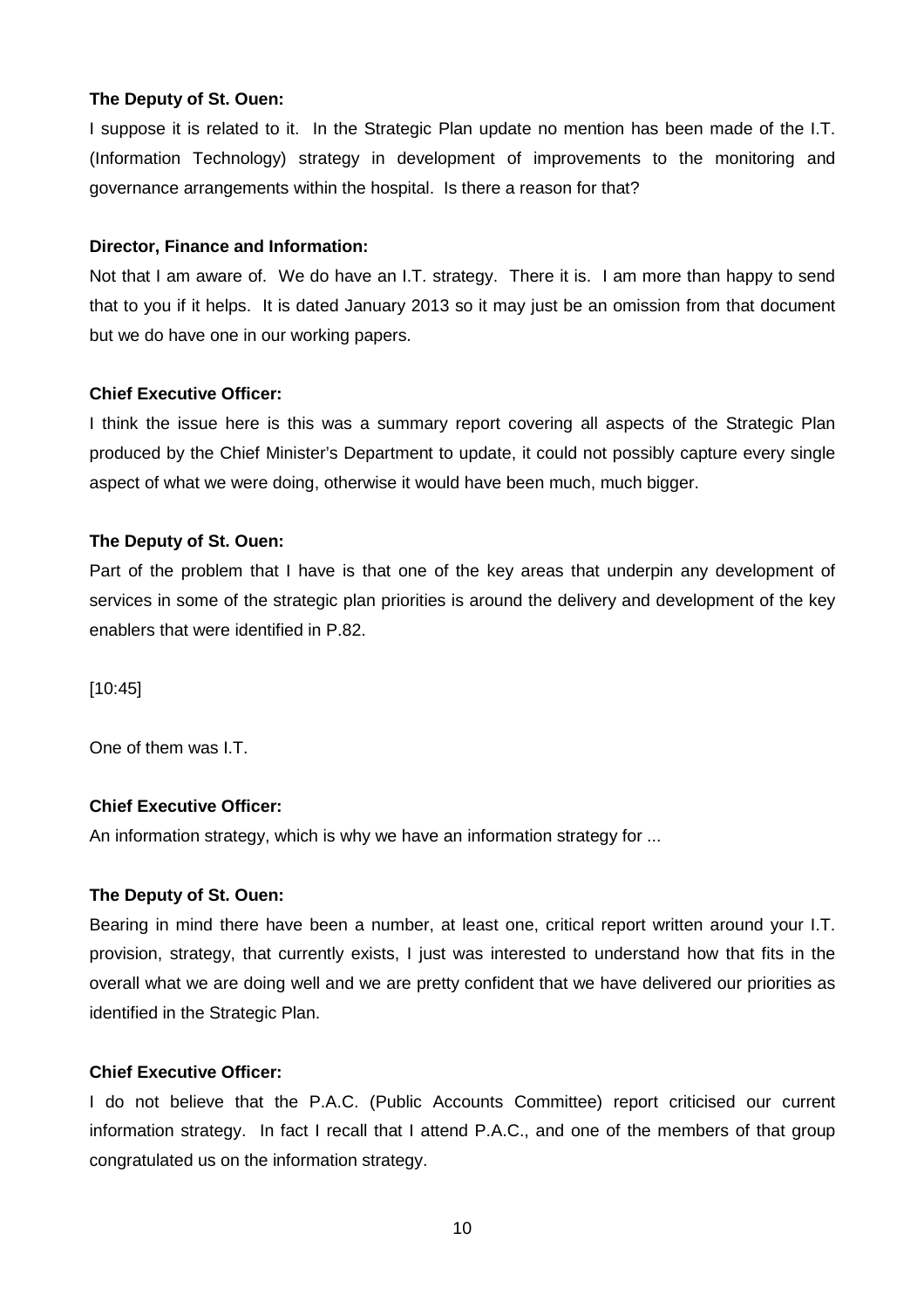**The Deputy of St. Ouen:**

I suppose it is related to it. In the Strategic Plan update no mention has been made of the I.T. (Information Technology) strategy in development of improvements to the monitoring and governance arrangements within the hospital. Is there a reason for that?

**Director, Finance and Information:**

Not that I am aware of. We do have an I.T. strategy. There it is. I am more than happy to send that to you if it helps. It is dated January 2013 so it may just be an omission from that document but we do have one in our working papers.

**Chief Executive Officer:**

I think the issue here is this was a summary report covering all aspects of the Strategic Plan produced by the Chief Minister's Department to update, it could not possibly capture every single aspect of what we were doing, otherwise it would have been much, much bigger.

**The Deputy of St. Ouen:**

Part of the problem that I have is that one of the key areas that underpin any development of services in some of the strategic plan priorities is around the delivery and development of the key enablers that were identified in P.82.

[10:45]

One of them was I.T.

**Chief Executive Officer:**

An information strategy, which is why we have an information strategy for ...

**The Deputy of St. Ouen:**

Bearing in mind there have been a number, at least one, critical report written around your I.T. provision, strategy, that currently exists, I just was interested to understand how that fits in the overall what we are doing well and we are pretty confident that we have delivered our priorities as identified in the Strategic Plan.

**Chief Executive Officer:**

I do not believe that the P.A.C. (Public Accounts Committee) report criticised our current information strategy. In fact I recall that I attend P.A.C., and one of the members of that group congratulated us on the information strategy.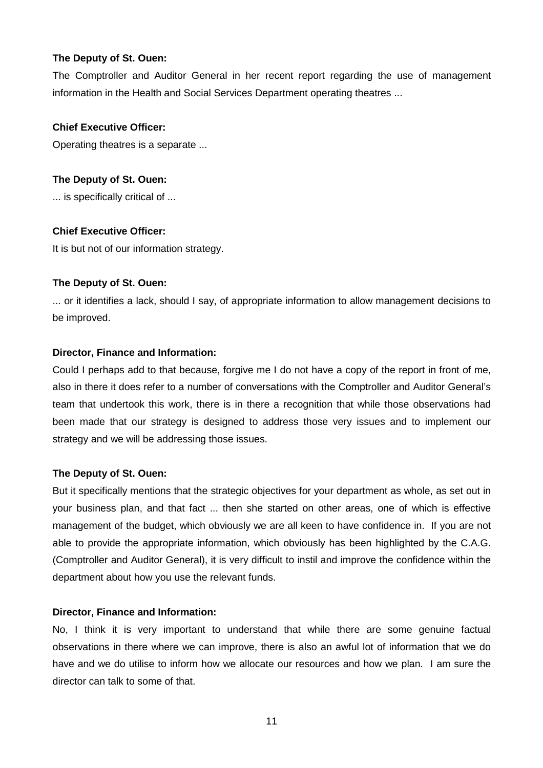**The Deputy of St. Ouen:**

The Comptroller and Auditor General in her recent report regarding the use of management information in the Health and Social Services Department operating theatres ...

**Chief Executive Officer:**

Operating theatres is a separate ...

**The Deputy of St. Ouen:**

... is specifically critical of ...

**Chief Executive Officer:**

It is but not of our information strategy.

**The Deputy of St. Ouen:**

... or it identifies a lack, should I say, of appropriate information to allow management decisions to be improved.

**Director, Finance and Information:**

Could I perhaps add to that because, forgive me I do not have a copy of the report in front of me, also in there it does refer to a number of conversations with the Comptroller and Auditor General's team that undertook this work, there is in there a recognition that while those observations had been made that our strategy is designed to address those very issues and to implement our strategy and we will be addressing those issues.

**The Deputy of St. Ouen:**

But it specifically mentions that the strategic objectives for your department as whole, as set out in your business plan, and that fact ... then she started on other areas, one of which is effective management of the budget, which obviously we are all keen to have confidence in. If you are not able to provide the appropriate information, which obviously has been highlighted by the C.A.G. (Comptroller and Auditor General), it is very difficult to instil and improve the confidence within the department about how you use the relevant funds.

**Director, Finance and Information:**

No, I think it is very important to understand that while there are some genuine factual observations in there where we can improve, there is also an awful lot of information that we do have and we do utilise to inform how we allocate our resources and how we plan. I am sure the director can talk to some of that.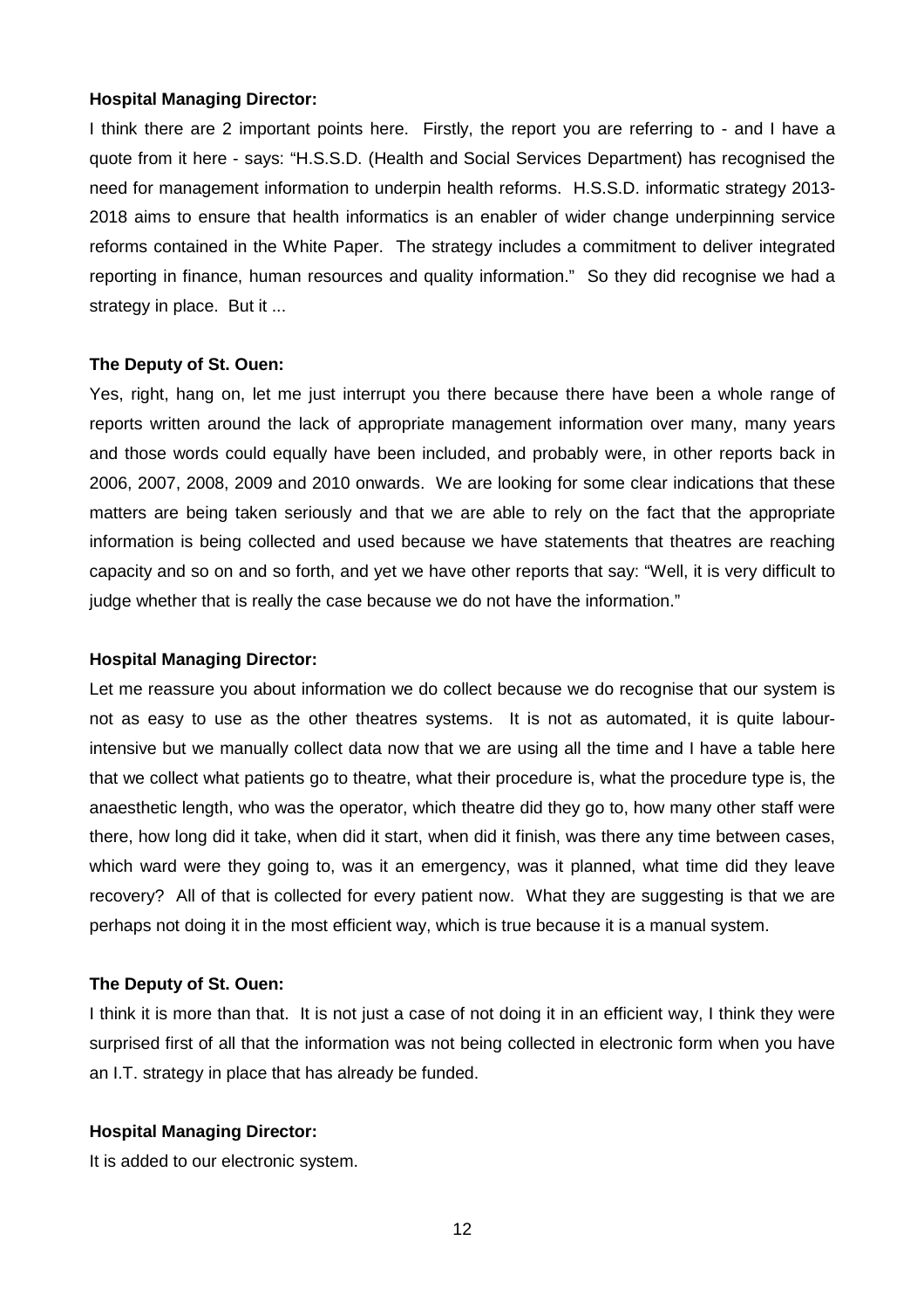**Hospital Managing Director:**

I think there are 2 important points here. Firstly, the report you are referring to - and I have a quote from it here - says: "H.S.S.D. (Health and Social Services Department) has recognised the need for management information to underpin health reforms. H.S.S.D. informatic strategy 2013-2018 aims to ensure that health informatics is an enabler of wider change underpinning service reforms contained in the White Paper. The strategy includes a commitment to deliver integrated reporting in finance, human resources and quality information." So they did recognise we had a strategy in place. But it ...

**The Deputy of St. Ouen:**

Yes, right, hang on, let me just interrupt you there because there have been a whole range of reports written around the lack of appropriate management information over many, many years and those words could equally have been included, and probably were, in other reports back in 2006, 2007, 2008, 2009 and 2010 onwards. We are looking for some clear indications that these matters are being taken seriously and that we are able to rely on the fact that the appropriate information is being collected and used because we have statements that theatres are reaching capacity and so on and so forth, and yet we have other reports that say: "Well, it is very difficult to judge whether that is really the case because we do not have the information."

**Hospital Managing Director:**

Let me reassure you about information we do collect because we do recognise that our system is not as easy to use as the other theatres systems. It is not as automated, it is quite labour-intensive but we manually collect data now that we are using all the time and I have a table here that we collect what patients go to theatre, what their procedure is, what the procedure type is, the anaesthetic length, who was the operator, which theatre did they go to, how many other staff were there, how long did it take, when did it start, when did it finish, was there any time between cases, which ward were they going to, was it an emergency, was it planned, what time did they leave recovery? All of that is collected for every patient now. What they are suggesting is that we are perhaps not doing it in the most efficient way, which is true because it is a manual system.

**The Deputy of St. Ouen:**

I think it is more than that. It is not just a case of not doing it in an efficient way, I think they were surprised first of all that the information was not being collected in electronic form when you have an I.T. strategy in place that has already be funded.

**Hospital Managing Director:**

It is added to our electronic system.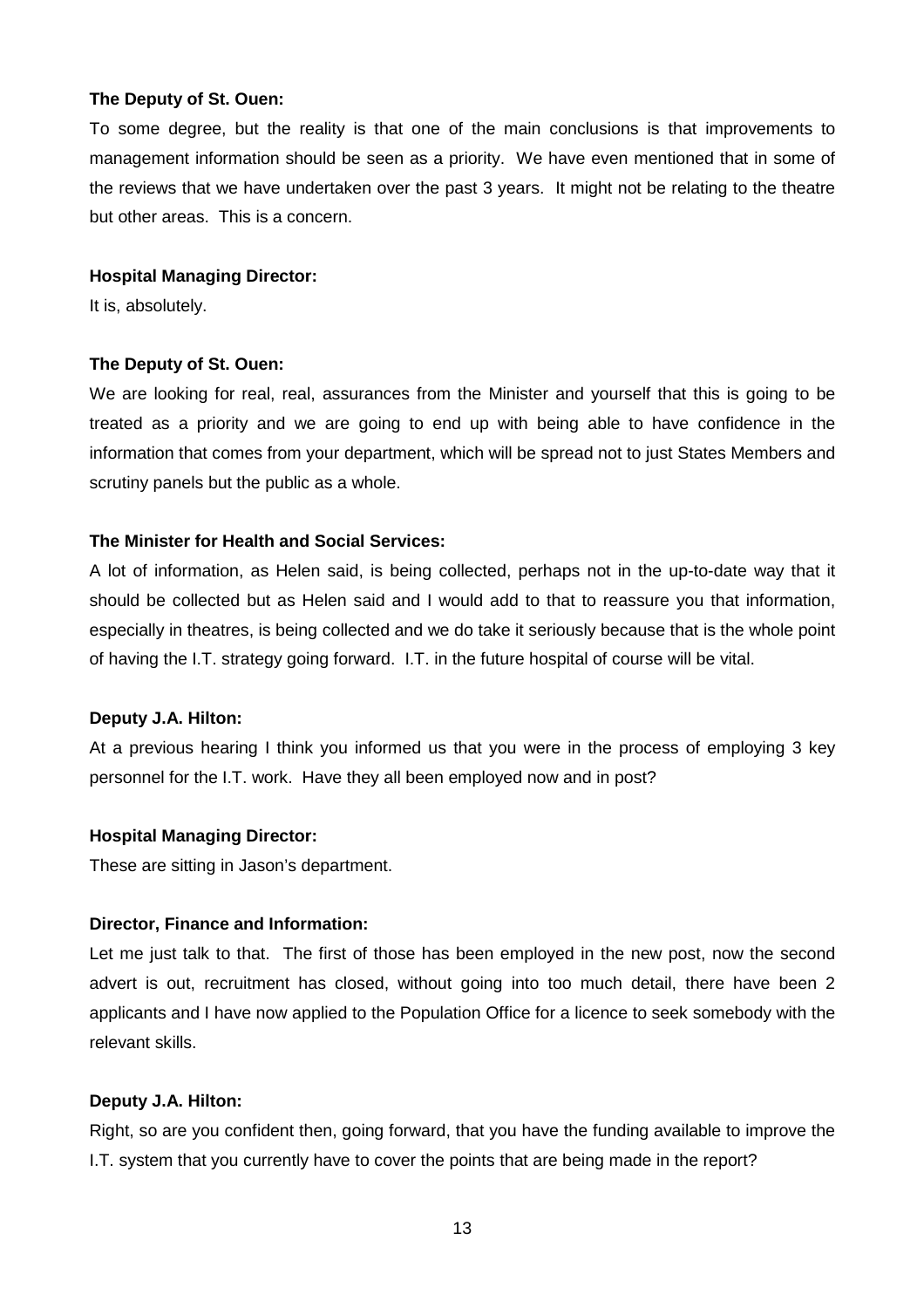**The Deputy of St. Ouen:**

To some degree, but the reality is that one of the main conclusions is that improvements to management information should be seen as a priority. We have even mentioned that in some of the reviews that we have undertaken over the past 3 years. It might not be relating to the theatre but other areas. This is a concern.

**Hospital Managing Director:**

It is, absolutely.

**The Deputy of St. Ouen:**

We are looking for real, real, assurances from the Minister and yourself that this is going to be treated as a priority and we are going to end up with being able to have confidence in the information that comes from your department, which will be spread not to just States Members and scrutiny panels but the public as a whole.

**The Minister for Health and Social Services:**

A lot of information, as Helen said, is being collected, perhaps not in the up-to-date way that it should be collected but as Helen said and I would add to that to reassure you that information, especially in theatres, is being collected and we do take it seriously because that is the whole point of having the I.T. strategy going forward. I.T. in the future hospital of course will be vital.

**Deputy J.A. Hilton:**

At a previous hearing I think you informed us that you were in the process of employing 3 key personnel for the I.T. work. Have they all been employed now and in post?

**Hospital Managing Director:**

These are sitting in Jason's department.

**Director, Finance and Information:**

Let me just talk to that. The first of those has been employed in the new post, now the second advert is out, recruitment has closed, without going into too much detail, there have been 2 applicants and I have now applied to the Population Office for a licence to seek somebody with the relevant skills.

**Deputy J.A. Hilton:**

Right, so are you confident then, going forward, that you have the funding available to improve the I.T. system that you currently have to cover the points that are being made in the report?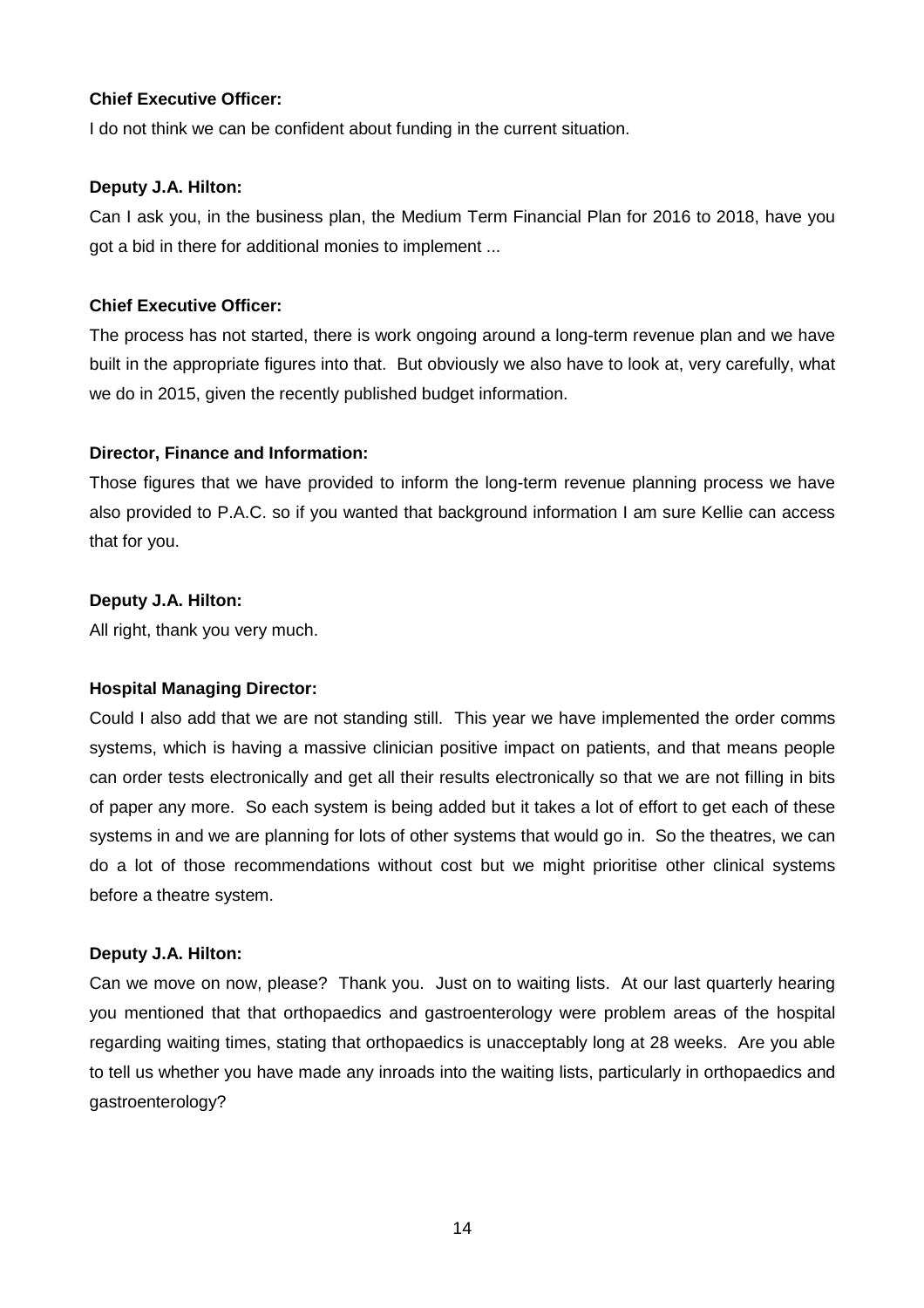**Chief Executive Officer:**

I do not think we can be confident about funding in the current situation.

**Deputy J.A. Hilton:**

Can I ask you, in the business plan, the Medium Term Financial Plan for 2016 to 2018, have you got a bid in there for additional monies to implement ...

**Chief Executive Officer:**

The process has not started, there is work ongoing around a long-term revenue plan and we have built in the appropriate figures into that. But obviously we also have to look at, very carefully, what we do in 2015, given the recently published budget information.

**Director, Finance and Information:**

Those figures that we have provided to inform the long-term revenue planning process we have also provided to P.A.C. so if you wanted that background information I am sure Kellie can access that for you.

**Deputy J.A. Hilton:**

All right, thank you very much.

**Hospital Managing Director:**

Could I also add that we are not standing still. This year we have implemented the order comms systems, which is having a massive clinician positive impact on patients, and that means people can order tests electronically and get all their results electronically so that we are not filling in bits of paper any more. So each system is being added but it takes a lot of effort to get each of these systems in and we are planning for lots of other systems that would go in. So the theatres, we can do a lot of those recommendations without cost but we might prioritise other clinical systems before a theatre system.

**Deputy J.A. Hilton:**

Can we move on now, please? Thank you. Just on to waiting lists. At our last quarterly hearing you mentioned that that orthopaedics and gastroenterology were problem areas of the hospital regarding waiting times, stating that orthopaedics is unacceptably long at 28 weeks. Are you able to tell us whether you have made any inroads into the waiting lists, particularly in orthopaedics and gastroenterology?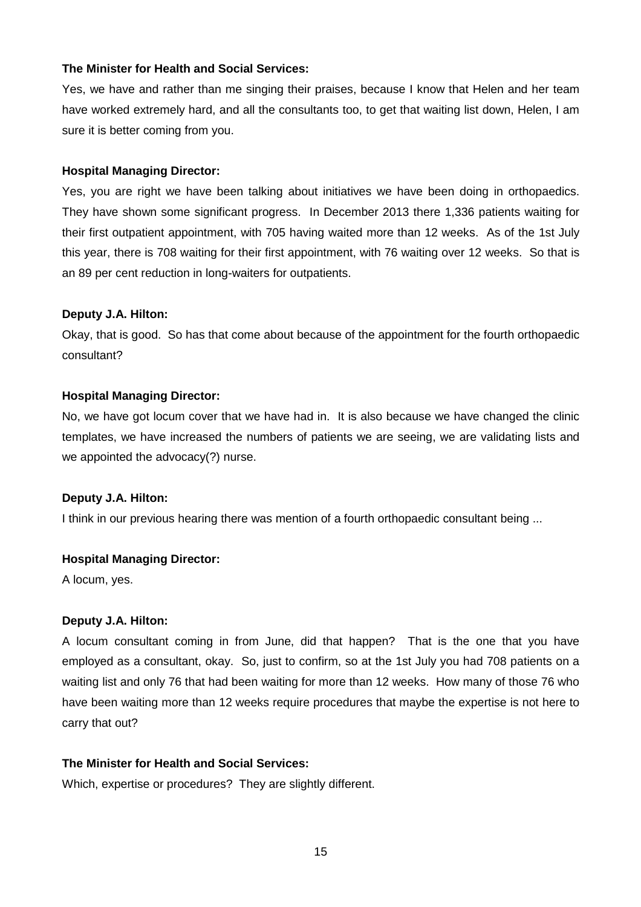**The Minister for Health and Social Services:**

Yes, we have and rather than me singing their praises, because I know that Helen and her team have worked extremely hard, and all the consultants too, to get that waiting list down, Helen, I am sure it is better coming from you.

**Hospital Managing Director:**

Yes, you are right we have been talking about initiatives we have been doing in orthopaedics. They have shown some significant progress. In December 2013 there 1,336 patients waiting for their first outpatient appointment, with 705 having waited more than 12 weeks. As of the 1st July this year, there is 708 waiting for their first appointment, with 76 waiting over 12 weeks. So that is an 89 per cent reduction in long-waiters for outpatients.

**Deputy J.A. Hilton:**

Okay, that is good. So has that come about because of the appointment for the fourth orthopaedic consultant?

**Hospital Managing Director:**

No, we have got locum cover that we have had in. It is also because we have changed the clinic templates, we have increased the numbers of patients we are seeing, we are validating lists and we appointed the advocacy(?) nurse.

**Deputy J.A. Hilton:**

I think in our previous hearing there was mention of a fourth orthopaedic consultant being ...

**Hospital Managing Director:**

A locum, yes.

**Deputy J.A. Hilton:**

A locum consultant coming in from June, did that happen? That is the one that you have employed as a consultant, okay. So, just to confirm, so at the 1st July you had 708 patients on a waiting list and only 76 that had been waiting for more than 12 weeks. How many of those 76 who have been waiting more than 12 weeks require procedures that maybe the expertise is not here to carry that out?

**The Minister for Health and Social Services:**

Which, expertise or procedures? They are slightly different.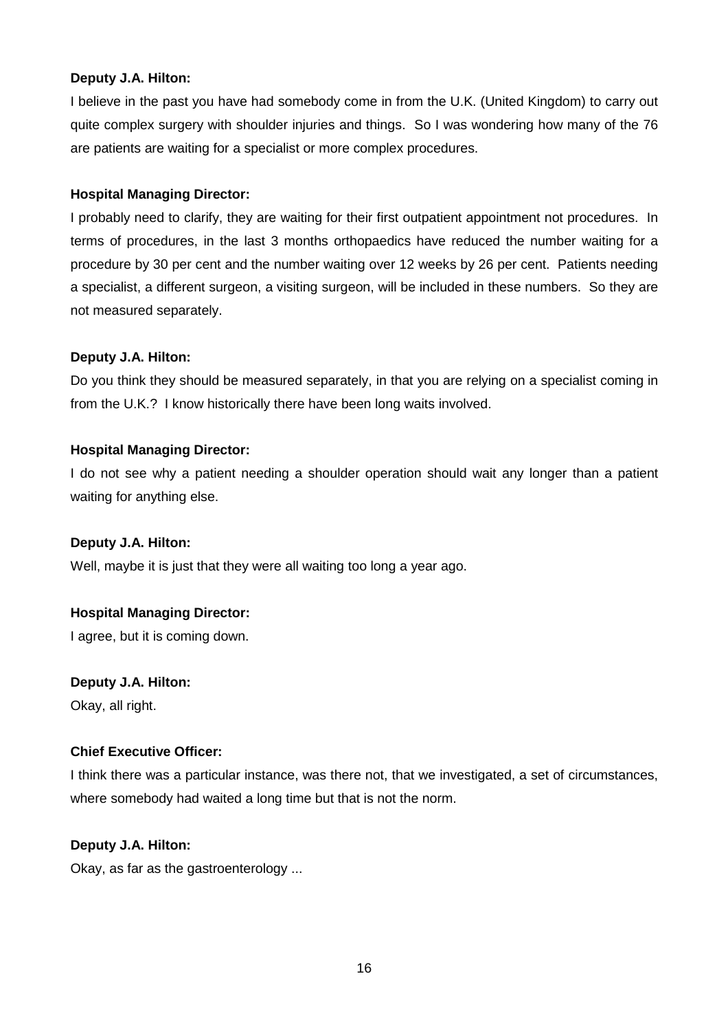**Deputy J.A. Hilton:**

I believe in the past you have had somebody come in from the U.K. (United Kingdom) to carry out quite complex surgery with shoulder injuries and things. So I was wondering how many of the 76 are patients are waiting for a specialist or more complex procedures.

**Hospital Managing Director:**

I probably need to clarify, they are waiting for their first outpatient appointment not procedures. In terms of procedures, in the last 3 months orthopaedics have reduced the number waiting for a procedure by 30 per cent and the number waiting over 12 weeks by 26 per cent. Patients needing a specialist, a different surgeon, a visiting surgeon, will be included in these numbers. So they are not measured separately.

**Deputy J.A. Hilton:**

Do you think they should be measured separately, in that you are relying on a specialist coming in from the U.K.? I know historically there have been long waits involved.

**Hospital Managing Director:**

I do not see why a patient needing a shoulder operation should wait any longer than a patient waiting for anything else.

**Deputy J.A. Hilton:**

Well, maybe it is just that they were all waiting too long a year ago.

**Hospital Managing Director:**

I agree, but it is coming down.

**Deputy J.A. Hilton:**

Okay, all right.

**Chief Executive Officer:**

I think there was a particular instance, was there not, that we investigated, a set of circumstances, where somebody had waited a long time but that is not the norm.

**Deputy J.A. Hilton:**

Okay, as far as the gastroenterology ...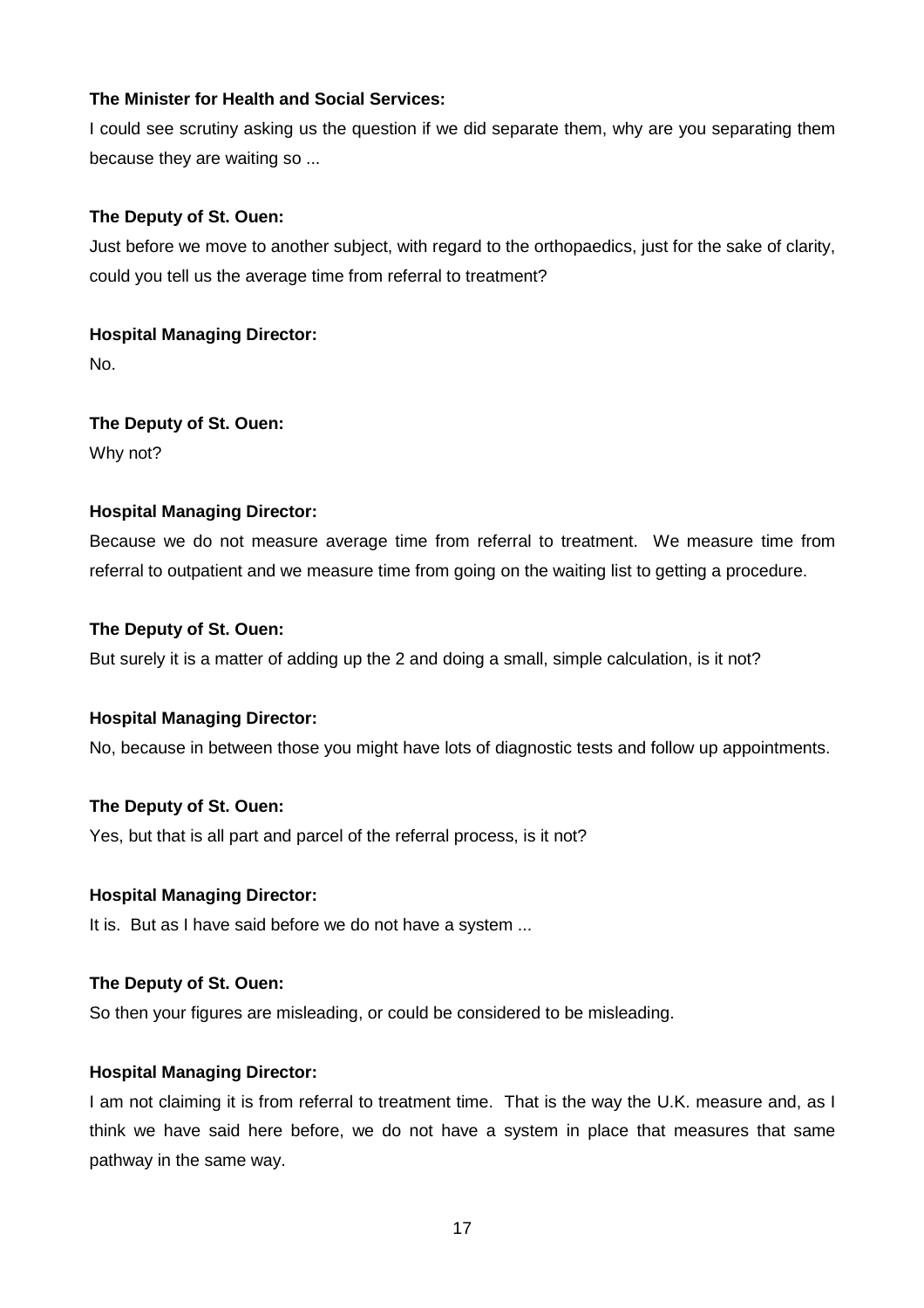**The Minister for Health and Social Services:**

I could see scrutiny asking us the question if we did separate them, why are you separating them because they are waiting so ...

**The Deputy of St. Ouen:**

Just before we move to another subject, with regard to the orthopaedics, just for the sake of clarity, could you tell us the average time from referral to treatment?

**Hospital Managing Director:**

No.

**The Deputy of St. Ouen:**

Why not?

**Hospital Managing Director:**

Because we do not measure average time from referral to treatment. We measure time from referral to outpatient and we measure time from going on the waiting list to getting a procedure.

**The Deputy of St. Ouen:**

But surely it is a matter of adding up the 2 and doing a small, simple calculation, is it not?

**Hospital Managing Director:**

No, because in between those you might have lots of diagnostic tests and follow up appointments.

**The Deputy of St. Ouen:**

Yes, but that is all part and parcel of the referral process, is it not?

**Hospital Managing Director:**

It is. But as I have said before we do not have a system ...

**The Deputy of St. Ouen:**

So then your figures are misleading, or could be considered to be misleading.

**Hospital Managing Director:**

I am not claiming it is from referral to treatment time. That is the way the U.K. measure and, as I think we have said here before, we do not have a system in place that measures that same pathway in the same way.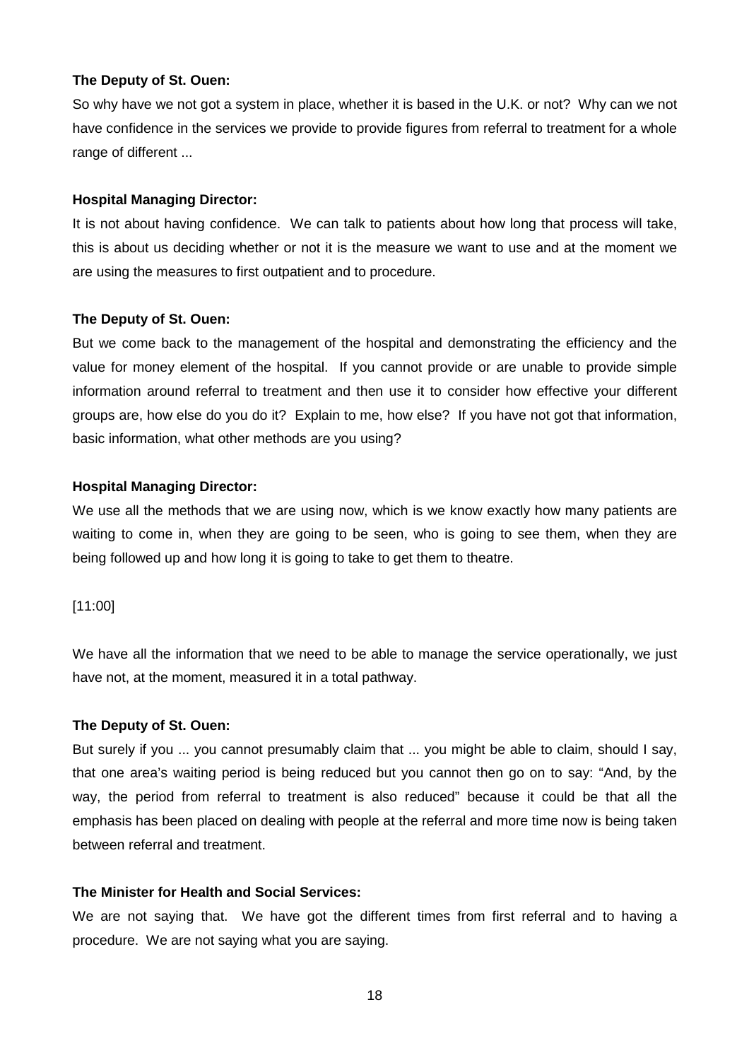**The Deputy of St. Ouen:**

So why have we not got a system in place, whether it is based in the U.K. or not? Why can we not have confidence in the services we provide to provide figures from referral to treatment for a whole range of different ...

**Hospital Managing Director:**

It is not about having confidence. We can talk to patients about how long that process will take, this is about us deciding whether or not it is the measure we want to use and at the moment we are using the measures to first outpatient and to procedure.

**The Deputy of St. Ouen:**

But we come back to the management of the hospital and demonstrating the efficiency and the value for money element of the hospital. If you cannot provide or are unable to provide simple information around referral to treatment and then use it to consider how effective your different groups are, how else do you do it? Explain to me, how else? If you have not got that information, basic information, what other methods are you using?

**Hospital Managing Director:**

We use all the methods that we are using now, which is we know exactly how many patients are waiting to come in, when they are going to be seen, who is going to see them, when they are being followed up and how long it is going to take to get them to theatre.

[11:00]

We have all the information that we need to be able to manage the service operationally, we just have not, at the moment, measured it in a total pathway.

**The Deputy of St. Ouen:**

But surely if you ... you cannot presumably claim that ... you might be able to claim, should I say, that one area's waiting period is being reduced but you cannot then go on to say: "And, by the way, the period from referral to treatment is also reduced" because it could be that all the emphasis has been placed on dealing with people at the referral and more time now is being taken between referral and treatment.

**The Minister for Health and Social Services:**

We are not saying that. We have got the different times from first referral and to having a procedure. We are not saying what you are saying.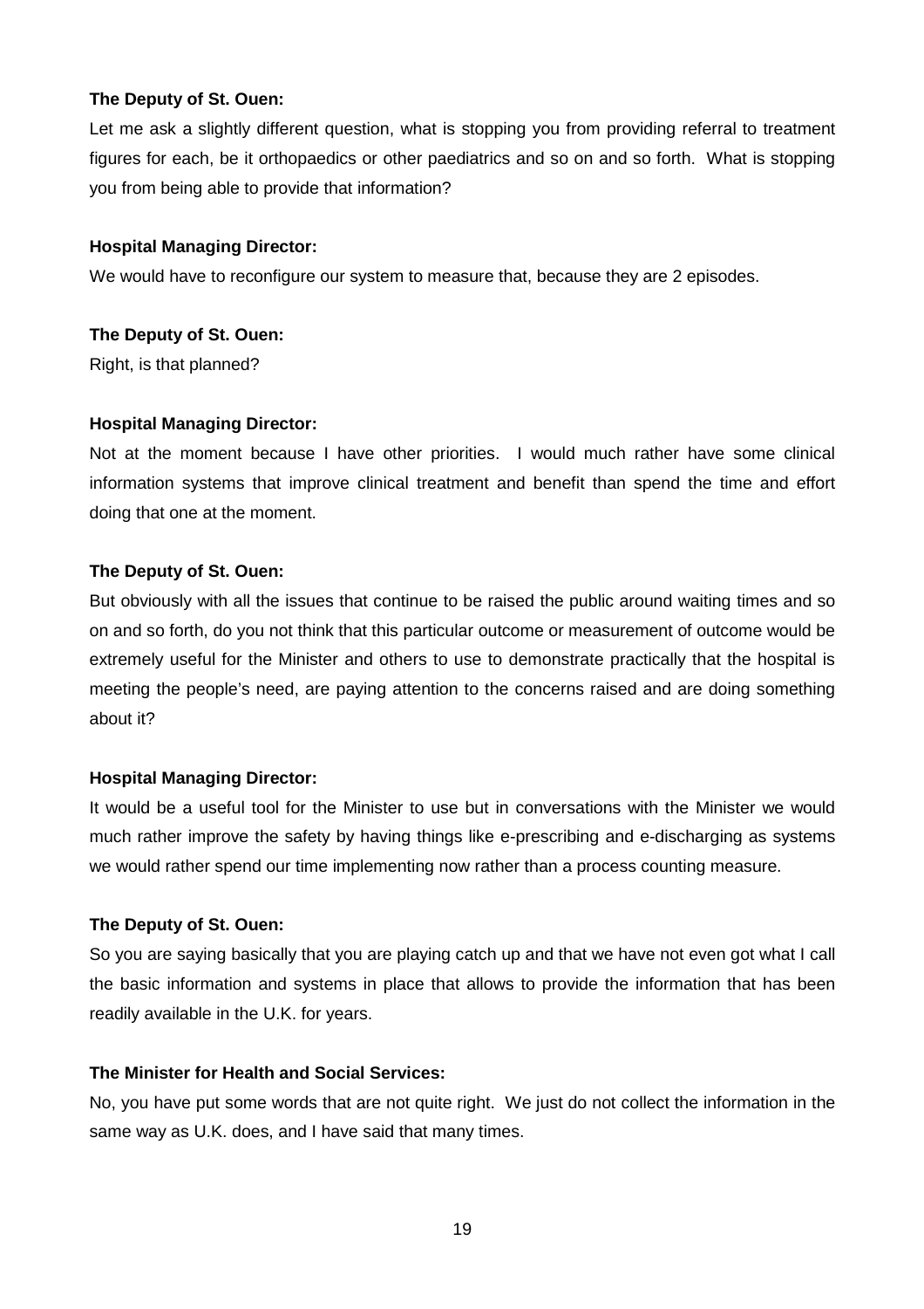**The Deputy of St. Ouen:**

Let me ask a slightly different question, what is stopping you from providing referral to treatment figures for each, be it orthopaedics or other paediatrics and so on and so forth. What is stopping you from being able to provide that information?

**Hospital Managing Director:**

We would have to reconfigure our system to measure that, because they are 2 episodes.

**The Deputy of St. Ouen:**

Right, is that planned?

**Hospital Managing Director:**

Not at the moment because I have other priorities. I would much rather have some clinical information systems that improve clinical treatment and benefit than spend the time and effort doing that one at the moment.

**The Deputy of St. Ouen:**

But obviously with all the issues that continue to be raised the public around waiting times and so on and so forth, do you not think that this particular outcome or measurement of outcome would be extremely useful for the Minister and others to use to demonstrate practically that the hospital is meeting the people's need, are paying attention to the concerns raised and are doing something about it?

**Hospital Managing Director:**

It would be a useful tool for the Minister to use but in conversations with the Minister we would much rather improve the safety by having things like e-prescribing and e-discharging as systems we would rather spend our time implementing now rather than a process counting measure.

**The Deputy of St. Ouen:**

So you are saying basically that you are playing catch up and that we have not even got what I call the basic information and systems in place that allows to provide the information that has been readily available in the U.K. for years.

**The Minister for Health and Social Services:**

No, you have put some words that are not quite right. We just do not collect the information in the same way as U.K. does, and I have said that many times.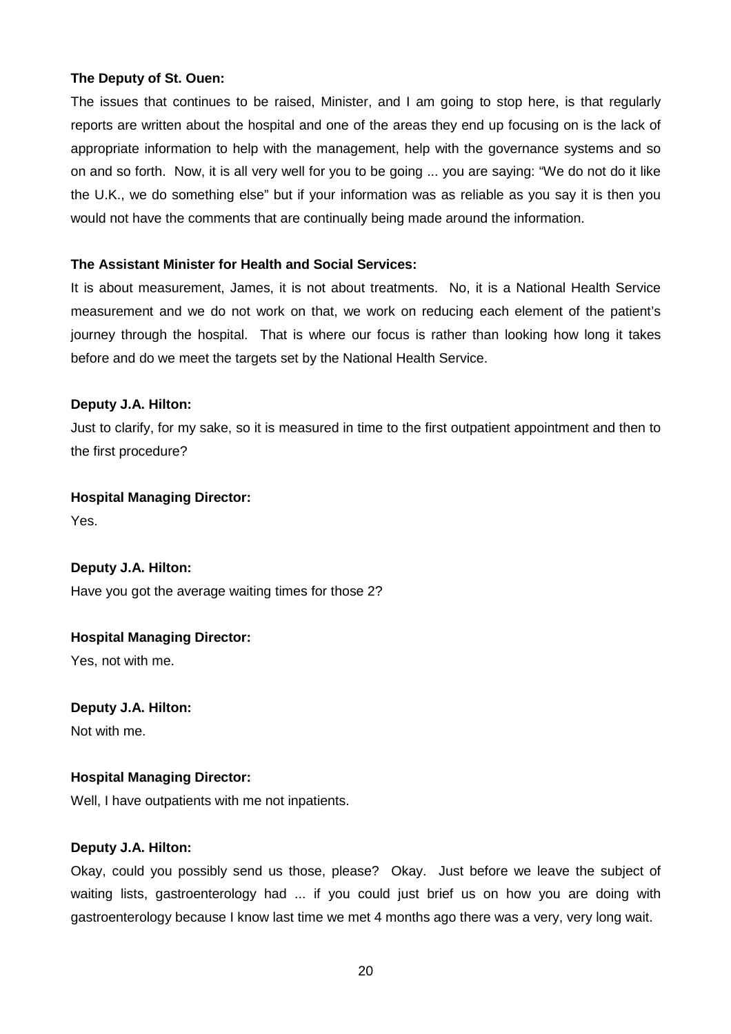**The Deputy of St. Ouen:**

The issues that continues to be raised, Minister, and I am going to stop here, is that regularly reports are written about the hospital and one of the areas they end up focusing on is the lack of appropriate information to help with the management, help with the governance systems and so on and so forth. Now, it is all very well for you to be going ... you are saying: "We do not do it like the U.K., we do something else" but if your information was as reliable as you say it is then you would not have the comments that are continually being made around the information.

**The Assistant Minister for Health and Social Services:**

It is about measurement, James, it is not about treatments. No, it is a National Health Service measurement and we do not work on that, we work on reducing each element of the patient's journey through the hospital. That is where our focus is rather than looking how long it takes before and do we meet the targets set by the National Health Service.

**Deputy J.A. Hilton:**

Just to clarify, for my sake, so it is measured in time to the first outpatient appointment and then to the first procedure?

**Hospital Managing Director:**

Yes.

**Deputy J.A. Hilton:**

Have you got the average waiting times for those 2?

**Hospital Managing Director:**

Yes, not with me.

**Deputy J.A. Hilton:**

Not with me.

**Hospital Managing Director:**

Well, I have outpatients with me not inpatients.

**Deputy J.A. Hilton:**

Okay, could you possibly send us those, please? Okay. Just before we leave the subject of waiting lists, gastroenterology had ... if you could just brief us on how you are doing with gastroenterology because I know last time we met 4 months ago there was a very, very long wait.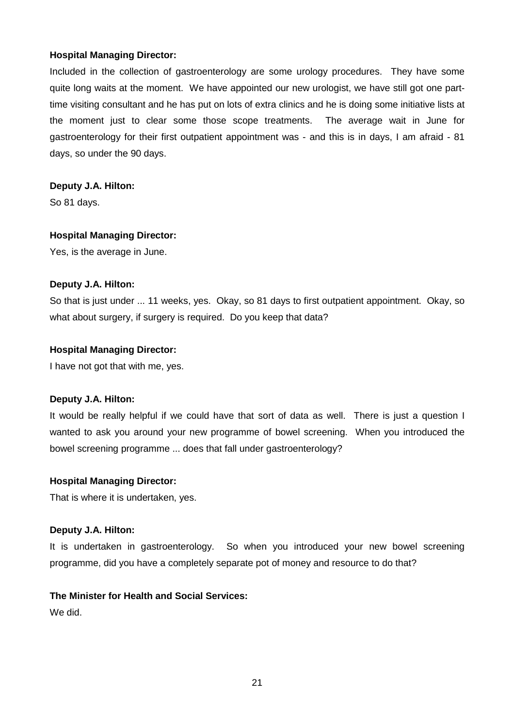**Hospital Managing Director:**

Included in the collection of gastroenterology are some urology procedures. They have some quite long waits at the moment. We have appointed our new urologist, we have still got one part-time visiting consultant and he has put on lots of extra clinics and he is doing some initiative lists at the moment just to clear some those scope treatments. The average wait in June for gastroenterology for their first outpatient appointment was - and this is in days, I am afraid - 81 days, so under the 90 days.

**Deputy J.A. Hilton:**

So 81 days.

**Hospital Managing Director:**

Yes, is the average in June.

**Deputy J.A. Hilton:**

So that is just under ... 11 weeks, yes. Okay, so 81 days to first outpatient appointment. Okay, so what about surgery, if surgery is required. Do you keep that data?

**Hospital Managing Director:**

I have not got that with me, yes.

**Deputy J.A. Hilton:**

It would be really helpful if we could have that sort of data as well. There is just a question I wanted to ask you around your new programme of bowel screening. When you introduced the bowel screening programme ... does that fall under gastroenterology?

**Hospital Managing Director:**

That is where it is undertaken, yes.

**Deputy J.A. Hilton:**

It is undertaken in gastroenterology. So when you introduced your new bowel screening programme, did you have a completely separate pot of money and resource to do that?

**The Minister for Health and Social Services:**

We did.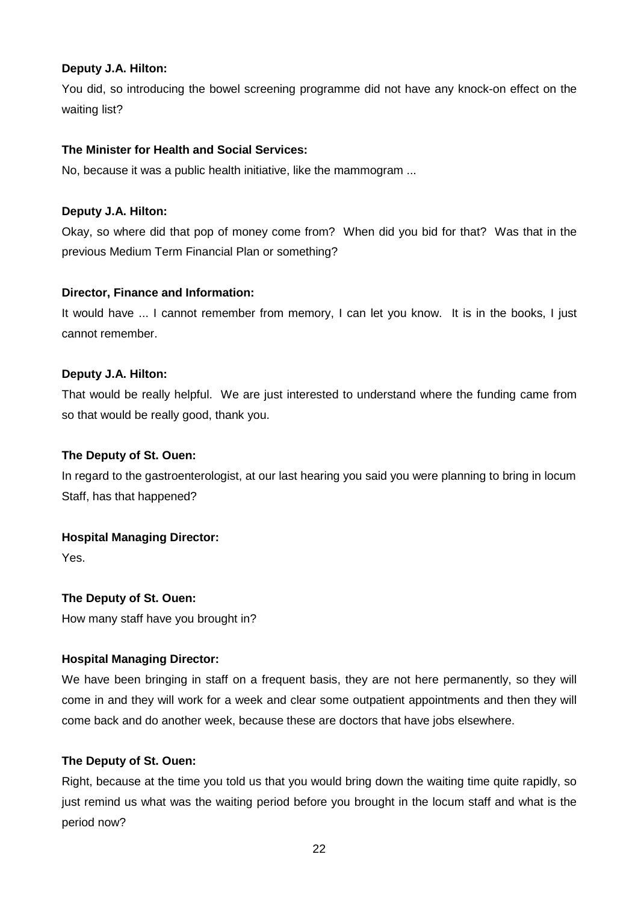**Deputy J.A. Hilton:**

You did, so introducing the bowel screening programme did not have any knock-on effect on the waiting list?

**The Minister for Health and Social Services:**

No, because it was a public health initiative, like the mammogram ...

**Deputy J.A. Hilton:**

Okay, so where did that pop of money come from? When did you bid for that? Was that in the previous Medium Term Financial Plan or something?

**Director, Finance and Information:**

It would have ... I cannot remember from memory, I can let you know. It is in the books, I just cannot remember.

**Deputy J.A. Hilton:**

That would be really helpful. We are just interested to understand where the funding came from so that would be really good, thank you.

**The Deputy of St. Ouen:**

In regard to the gastroenterologist, at our last hearing you said you were planning to bring in locum Staff, has that happened?

**Hospital Managing Director:**

Yes.

**The Deputy of St. Ouen:**

How many staff have you brought in?

**Hospital Managing Director:**

We have been bringing in staff on a frequent basis, they are not here permanently, so they will come in and they will work for a week and clear some outpatient appointments and then they will come back and do another week, because these are doctors that have jobs elsewhere.

**The Deputy of St. Ouen:**

Right, because at the time you told us that you would bring down the waiting time quite rapidly, so just remind us what was the waiting period before you brought in the locum staff and what is the period now?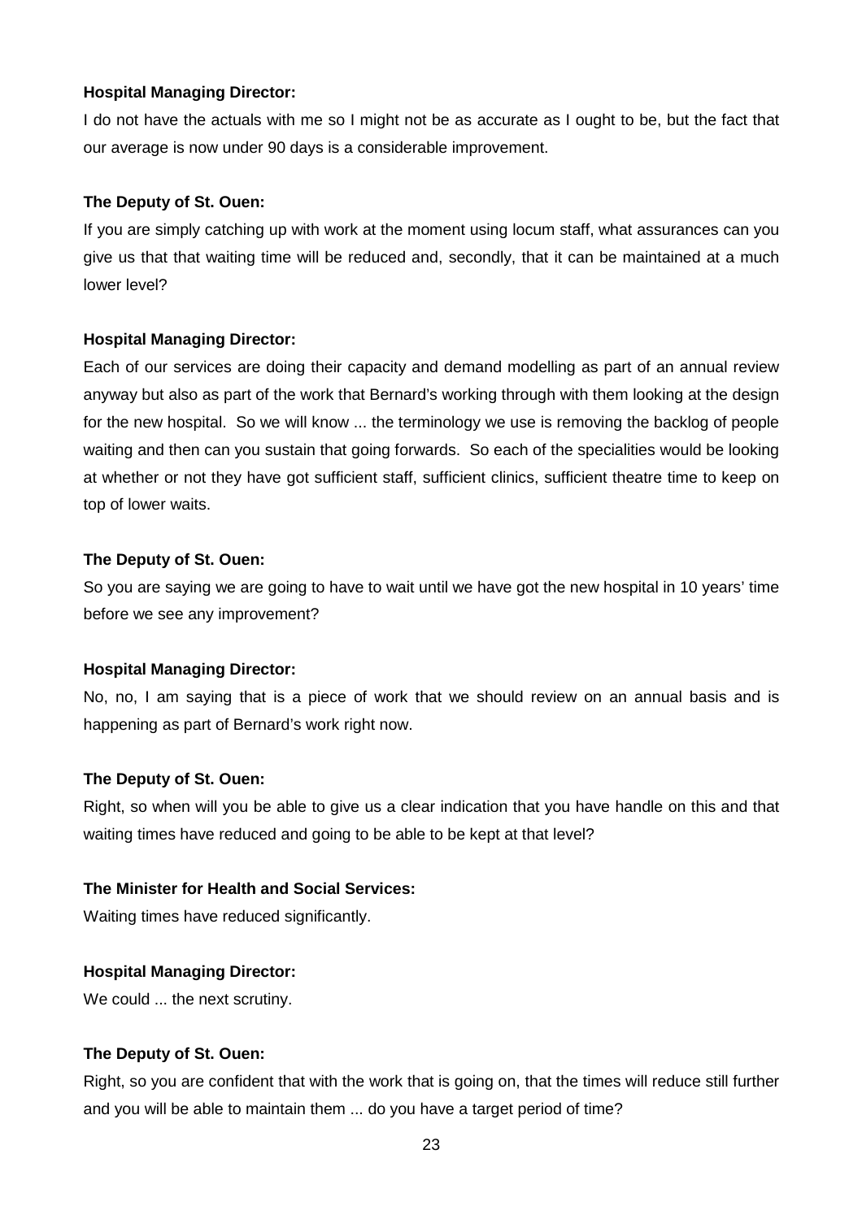**Hospital Managing Director:**

I do not have the actuals with me so I might not be as accurate as I ought to be, but the fact that our average is now under 90 days is a considerable improvement.

**The Deputy of St. Ouen:**

If you are simply catching up with work at the moment using locum staff, what assurances can you give us that that waiting time will be reduced and, secondly, that it can be maintained at a much lower level?

**Hospital Managing Director:**

Each of our services are doing their capacity and demand modelling as part of an annual review anyway but also as part of the work that Bernard's working through with them looking at the design for the new hospital. So we will know ... the terminology we use is removing the backlog of people waiting and then can you sustain that going forwards. So each of the specialities would be looking at whether or not they have got sufficient staff, sufficient clinics, sufficient theatre time to keep on top of lower waits.

**The Deputy of St. Ouen:**

So you are saying we are going to have to wait until we have got the new hospital in 10 years' time before we see any improvement?

**Hospital Managing Director:**

No, no, I am saying that is a piece of work that we should review on an annual basis and is happening as part of Bernard's work right now.

**The Deputy of St. Ouen:**

Right, so when will you be able to give us a clear indication that you have handle on this and that waiting times have reduced and going to be able to be kept at that level?

**The Minister for Health and Social Services:**

Waiting times have reduced significantly.

**Hospital Managing Director:**

We could ... the next scrutiny.

**The Deputy of St. Ouen:**

Right, so you are confident that with the work that is going on, that the times will reduce still further and you will be able to maintain them ... do you have a target period of time?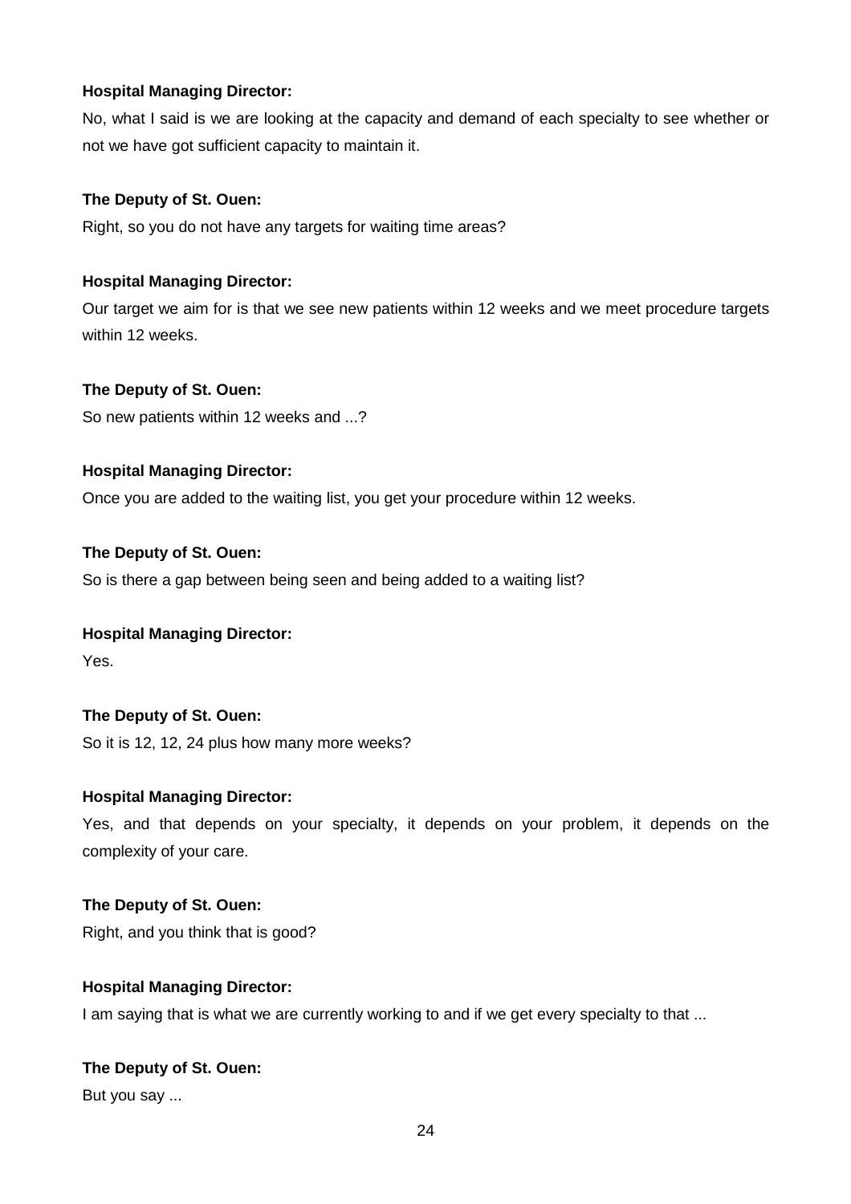**Hospital Managing Director:**

No, what I said is we are looking at the capacity and demand of each specialty to see whether or not we have got sufficient capacity to maintain it.

**The Deputy of St. Ouen:**

Right, so you do not have any targets for waiting time areas?

**Hospital Managing Director:**

Our target we aim for is that we see new patients within 12 weeks and we meet procedure targets within 12 weeks.

**The Deputy of St. Ouen:**

So new patients within 12 weeks and ...?

**Hospital Managing Director:**

Once you are added to the waiting list, you get your procedure within 12 weeks.

**The Deputy of St. Ouen:**

So is there a gap between being seen and being added to a waiting list?

**Hospital Managing Director:**

Yes.

**The Deputy of St. Ouen:**

So it is 12, 12, 24 plus how many more weeks?

**Hospital Managing Director:**

Yes, and that depends on your specialty, it depends on your problem, it depends on the complexity of your care.

**The Deputy of St. Ouen:**

Right, and you think that is good?

**Hospital Managing Director:**

I am saying that is what we are currently working to and if we get every specialty to that ...

**The Deputy of St. Ouen:**

But you say ...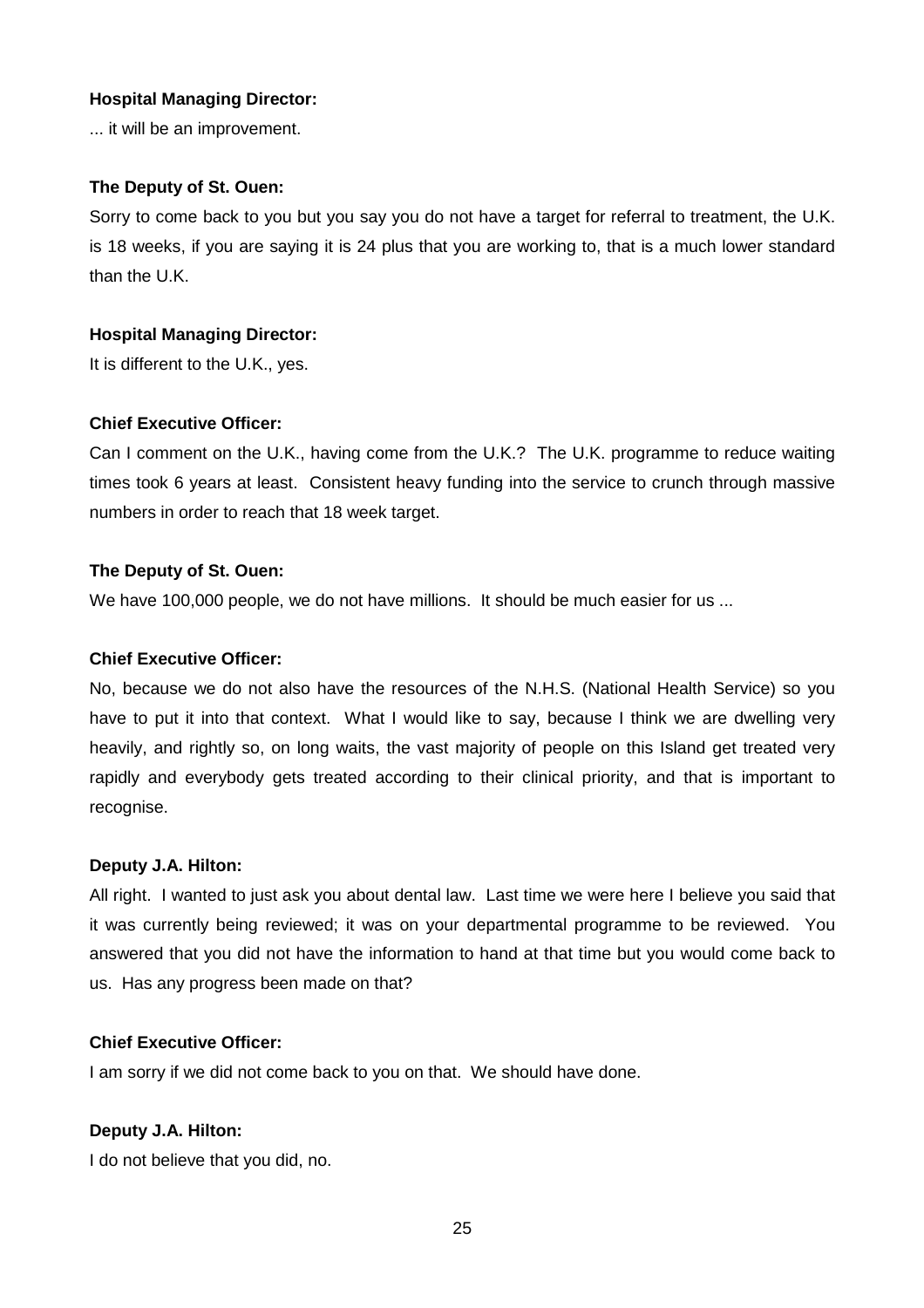**Hospital Managing Director:**

... it will be an improvement.

**The Deputy of St. Ouen:**

Sorry to come back to you but you say you do not have a target for referral to treatment, the U.K. is 18 weeks, if you are saying it is 24 plus that you are working to, that is a much lower standard than the U.K.

**Hospital Managing Director:**

It is different to the U.K., yes.

**Chief Executive Officer:**

Can I comment on the U.K., having come from the U.K.? The U.K. programme to reduce waiting times took 6 years at least. Consistent heavy funding into the service to crunch through massive numbers in order to reach that 18 week target.

**The Deputy of St. Ouen:**

We have 100,000 people, we do not have millions. It should be much easier for us ...

**Chief Executive Officer:**

No, because we do not also have the resources of the N.H.S. (National Health Service) so you have to put it into that context. What I would like to say, because I think we are dwelling very heavily, and rightly so, on long waits, the vast majority of people on this Island get treated very rapidly and everybody gets treated according to their clinical priority, and that is important to recognise.

**Deputy J.A. Hilton:**

All right. I wanted to just ask you about dental law. Last time we were here I believe you said that it was currently being reviewed; it was on your departmental programme to be reviewed. You answered that you did not have the information to hand at that time but you would come back to us. Has any progress been made on that?

**Chief Executive Officer:**

I am sorry if we did not come back to you on that. We should have done.

**Deputy J.A. Hilton:**

I do not believe that you did, no.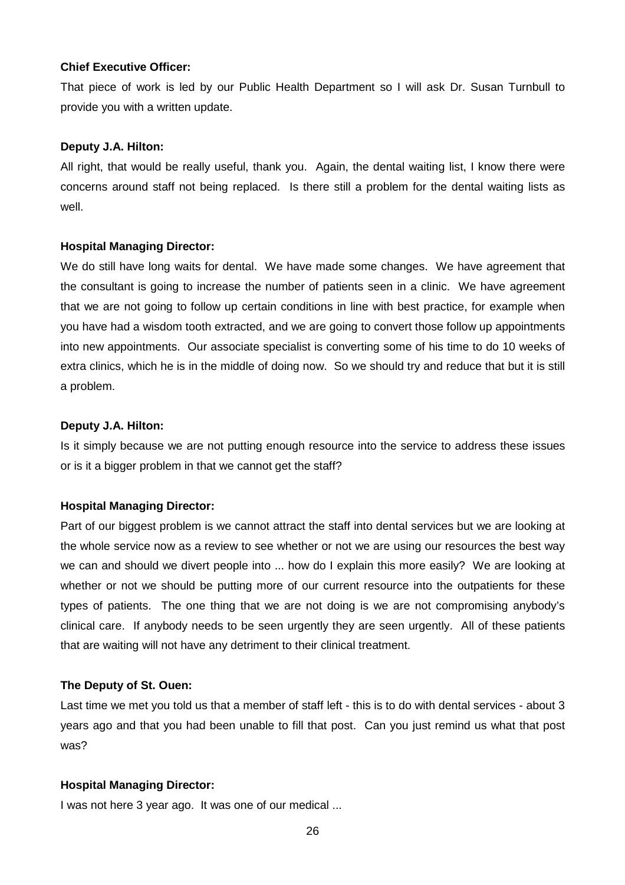**Chief Executive Officer:**

That piece of work is led by our Public Health Department so I will ask Dr. Susan Turnbull to provide you with a written update.

**Deputy J.A. Hilton:**

All right, that would be really useful, thank you. Again, the dental waiting list, I know there were concerns around staff not being replaced. Is there still a problem for the dental waiting lists as well.

**Hospital Managing Director:**

We do still have long waits for dental. We have made some changes. We have agreement that the consultant is going to increase the number of patients seen in a clinic. We have agreement that we are not going to follow up certain conditions in line with best practice, for example when you have had a wisdom tooth extracted, and we are going to convert those follow up appointments into new appointments. Our associate specialist is converting some of his time to do 10 weeks of extra clinics, which he is in the middle of doing now. So we should try and reduce that but it is still a problem.

**Deputy J.A. Hilton:**

Is it simply because we are not putting enough resource into the service to address these issues or is it a bigger problem in that we cannot get the staff?

**Hospital Managing Director:**

Part of our biggest problem is we cannot attract the staff into dental services but we are looking at the whole service now as a review to see whether or not we are using our resources the best way we can and should we divert people into ... how do I explain this more easily? We are looking at whether or not we should be putting more of our current resource into the outpatients for these types of patients. The one thing that we are not doing is we are not compromising anybody's clinical care. If anybody needs to be seen urgently they are seen urgently. All of these patients that are waiting will not have any detriment to their clinical treatment.

**The Deputy of St. Ouen:**

Last time we met you told us that a member of staff left - this is to do with dental services - about 3 years ago and that you had been unable to fill that post. Can you just remind us what that post was?

**Hospital Managing Director:**

I was not here 3 year ago. It was one of our medical ...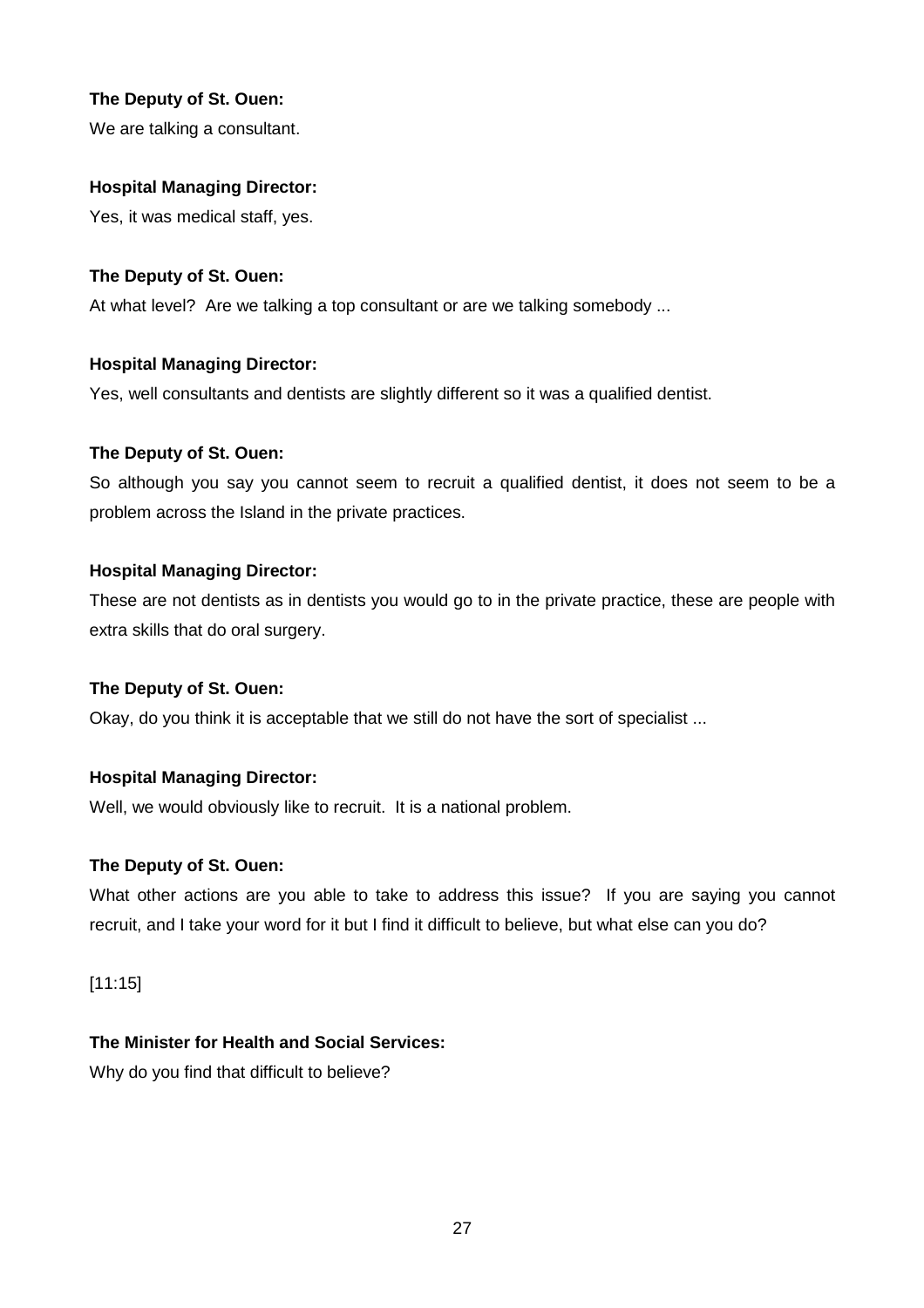**The Deputy of St. Ouen:**

We are talking a consultant.

**Hospital Managing Director:**

Yes, it was medical staff, yes.

**The Deputy of St. Ouen:**

At what level? Are we talking a top consultant or are we talking somebody ...

**Hospital Managing Director:**

Yes, well consultants and dentists are slightly different so it was a qualified dentist.

**The Deputy of St. Ouen:**

So although you say you cannot seem to recruit a qualified dentist, it does not seem to be a problem across the Island in the private practices.

**Hospital Managing Director:**

These are not dentists as in dentists you would go to in the private practice, these are people with extra skills that do oral surgery.

**The Deputy of St. Ouen:**

Okay, do you think it is acceptable that we still do not have the sort of specialist ...

**Hospital Managing Director:**

Well, we would obviously like to recruit. It is a national problem.

**The Deputy of St. Ouen:**

What other actions are you able to take to address this issue? If you are saying you cannot recruit, and I take your word for it but I find it difficult to believe, but what else can you do?

[11:15]

**The Minister for Health and Social Services:**

Why do you find that difficult to believe?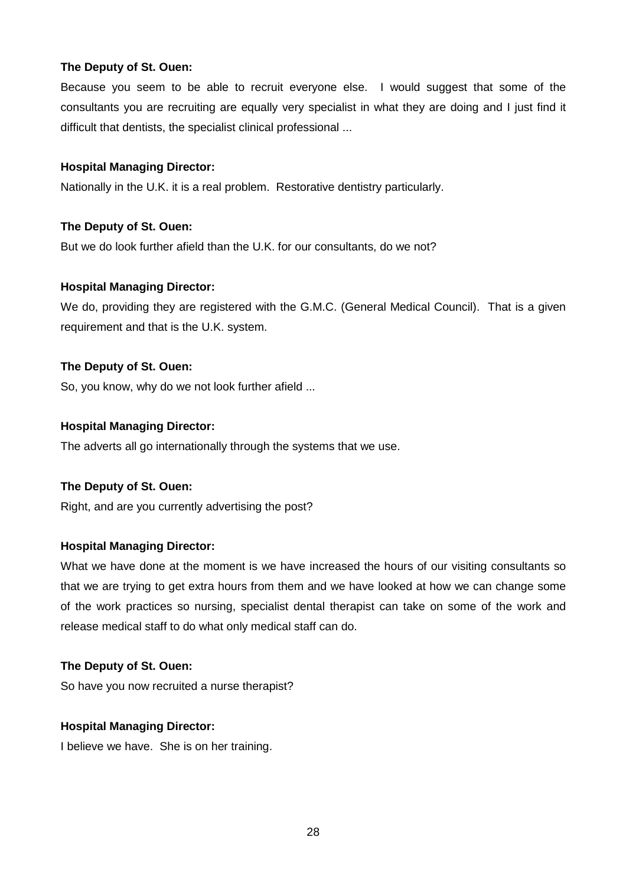**The Deputy of St. Ouen:**

Because you seem to be able to recruit everyone else. I would suggest that some of the consultants you are recruiting are equally very specialist in what they are doing and I just find it difficult that dentists, the specialist clinical professional ...

**Hospital Managing Director:**

Nationally in the U.K. it is a real problem. Restorative dentistry particularly.

**The Deputy of St. Ouen:**

But we do look further afield than the U.K. for our consultants, do we not?

**Hospital Managing Director:**

We do, providing they are registered with the G.M.C. (General Medical Council). That is a given requirement and that is the U.K. system.

**The Deputy of St. Ouen:**

So, you know, why do we not look further afield ...

**Hospital Managing Director:**

The adverts all go internationally through the systems that we use.

**The Deputy of St. Ouen:**

Right, and are you currently advertising the post?

**Hospital Managing Director:**

What we have done at the moment is we have increased the hours of our visiting consultants so that we are trying to get extra hours from them and we have looked at how we can change some of the work practices so nursing, specialist dental therapist can take on some of the work and release medical staff to do what only medical staff can do.

**The Deputy of St. Ouen:**

So have you now recruited a nurse therapist?

**Hospital Managing Director:**

I believe we have. She is on her training.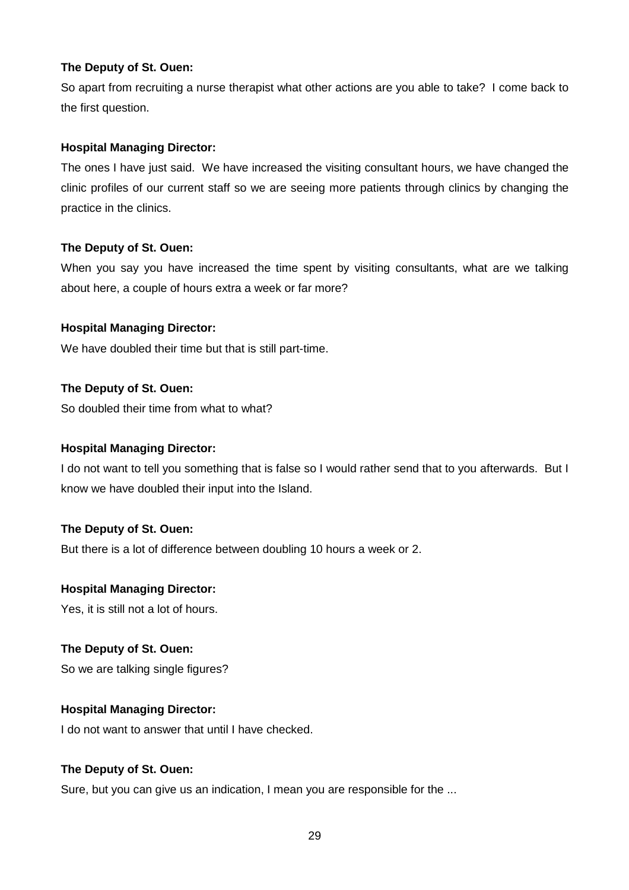**The Deputy of St. Ouen:**

So apart from recruiting a nurse therapist what other actions are you able to take? I come back to the first question.

**Hospital Managing Director:**

The ones I have just said. We have increased the visiting consultant hours, we have changed the clinic profiles of our current staff so we are seeing more patients through clinics by changing the practice in the clinics.

**The Deputy of St. Ouen:**

When you say you have increased the time spent by visiting consultants, what are we talking about here, a couple of hours extra a week or far more?

**Hospital Managing Director:**

We have doubled their time but that is still part-time.

**The Deputy of St. Ouen:**

So doubled their time from what to what?

**Hospital Managing Director:**

I do not want to tell you something that is false so I would rather send that to you afterwards. But I know we have doubled their input into the Island.

**The Deputy of St. Ouen:**

But there is a lot of difference between doubling 10 hours a week or 2.

**Hospital Managing Director:**

Yes, it is still not a lot of hours.

**The Deputy of St. Ouen:**

So we are talking single figures?

**Hospital Managing Director:**

I do not want to answer that until I have checked.

**The Deputy of St. Ouen:**

Sure, but you can give us an indication, I mean you are responsible for the ...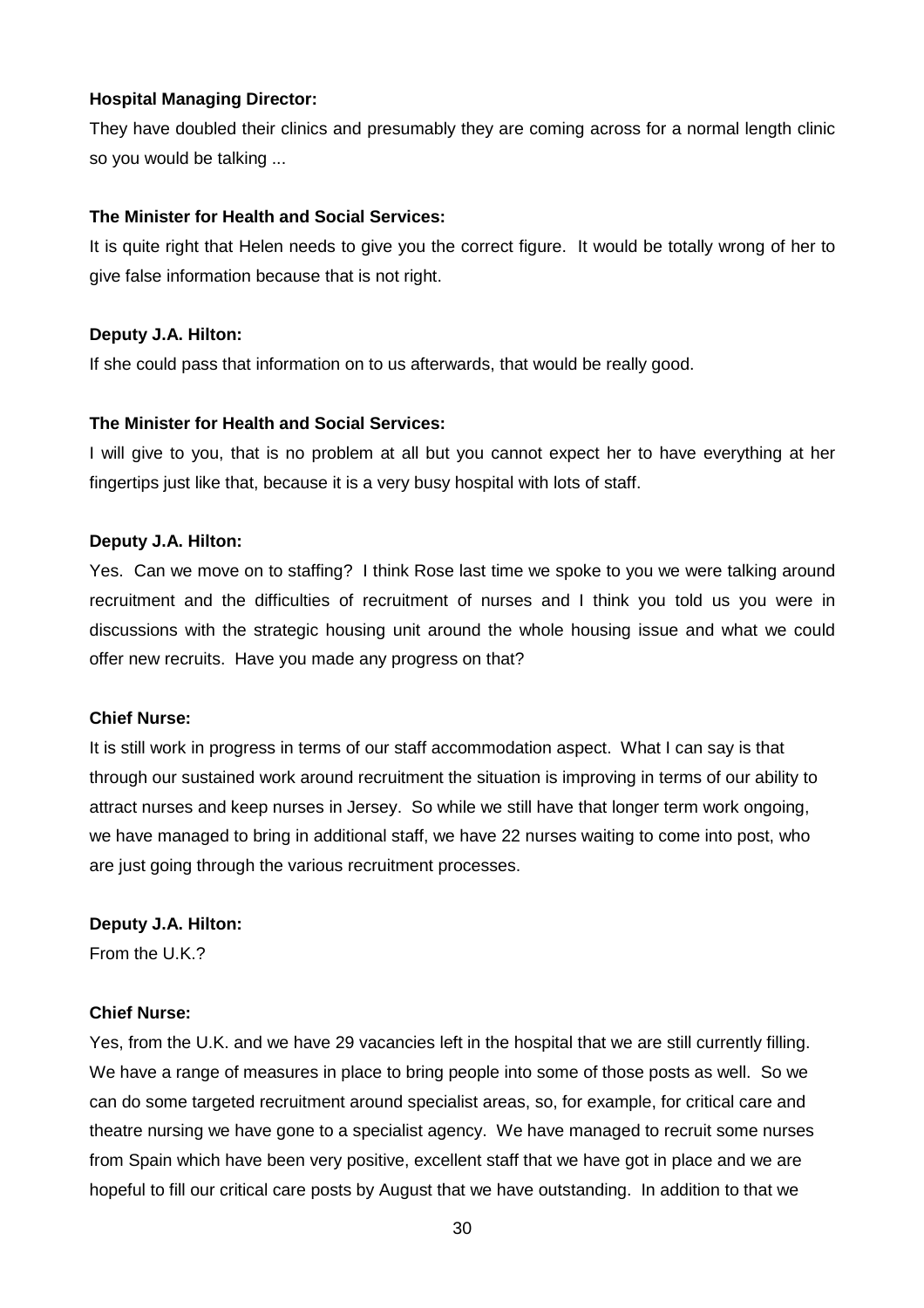**Hospital Managing Director:**

They have doubled their clinics and presumably they are coming across for a normal length clinic so you would be talking ...

**The Minister for Health and Social Services:**

It is quite right that Helen needs to give you the correct figure. It would be totally wrong of her to give false information because that is not right.

**Deputy J.A. Hilton:**

If she could pass that information on to us afterwards, that would be really good.

**The Minister for Health and Social Services:**

I will give to you, that is no problem at all but you cannot expect her to have everything at her fingertips just like that, because it is a very busy hospital with lots of staff.

**Deputy J.A. Hilton:**

Yes. Can we move on to staffing? I think Rose last time we spoke to you we were talking around recruitment and the difficulties of recruitment of nurses and I think you told us you were in discussions with the strategic housing unit around the whole housing issue and what we could offer new recruits. Have you made any progress on that?

**Chief Nurse:**

It is still work in progress in terms of our staff accommodation aspect. What I can say is that through our sustained work around recruitment the situation is improving in terms of our ability to attract nurses and keep nurses in Jersey. So while we still have that longer term work ongoing, we have managed to bring in additional staff, we have 22 nurses waiting to come into post, who are just going through the various recruitment processes.

**Deputy J.A. Hilton:**

From the U.K.?

**Chief Nurse:**

Yes, from the U.K. and we have 29 vacancies left in the hospital that we are still currently filling. We have a range of measures in place to bring people into some of those posts as well. So we can do some targeted recruitment around specialist areas, so, for example, for critical care and theatre nursing we have gone to a specialist agency. We have managed to recruit some nurses from Spain which have been very positive, excellent staff that we have got in place and we are hopeful to fill our critical care posts by August that we have outstanding. In addition to that we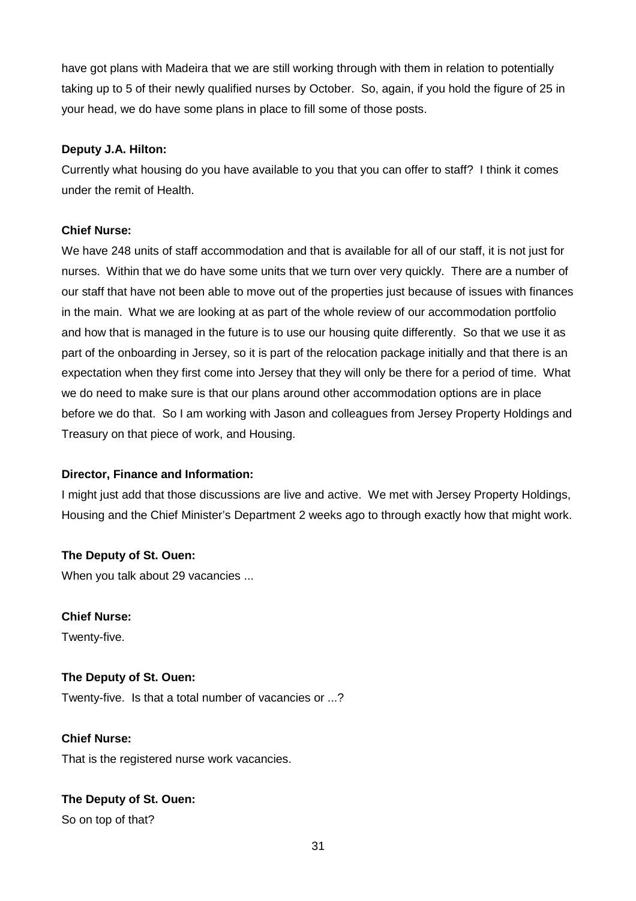have got plans with Madeira that we are still working through with them in relation to potentially taking up to 5 of their newly qualified nurses by October. So, again, if you hold the figure of 25 in your head, we do have some plans in place to fill some of those posts.

**Deputy J.A. Hilton:**

Currently what housing do you have available to you that you can offer to staff? I think it comes under the remit of Health.

**Chief Nurse:**

We have 248 units of staff accommodation and that is available for all of our staff, it is not just for nurses. Within that we do have some units that we turn over very quickly. There are a number of our staff that have not been able to move out of the properties just because of issues with finances in the main. What we are looking at as part of the whole review of our accommodation portfolio and how that is managed in the future is to use our housing quite differently. So that we use it as part of the onboarding in Jersey, so it is part of the relocation package initially and that there is an expectation when they first come into Jersey that they will only be there for a period of time. What we do need to make sure is that our plans around other accommodation options are in place before we do that. So I am working with Jason and colleagues from Jersey Property Holdings and Treasury on that piece of work, and Housing.

**Director, Finance and Information:**

I might just add that those discussions are live and active. We met with Jersey Property Holdings, Housing and the Chief Minister's Department 2 weeks ago to through exactly how that might work.

**The Deputy of St. Ouen:**

When you talk about 29 vacancies ...

**Chief Nurse:**

Twenty-five.

**The Deputy of St. Ouen:**

Twenty-five. Is that a total number of vacancies or ...?

**Chief Nurse:**

That is the registered nurse work vacancies.

**The Deputy of St. Ouen:**

So on top of that?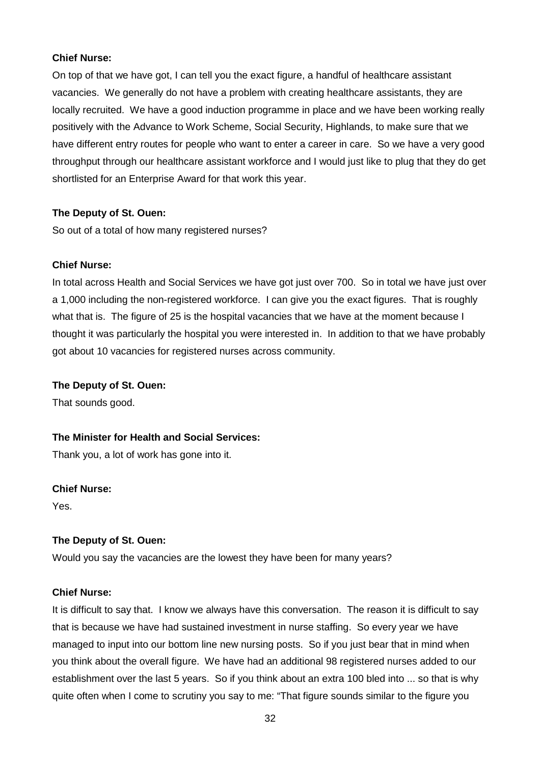**Chief Nurse:**

On top of that we have got, I can tell you the exact figure, a handful of healthcare assistant vacancies. We generally do not have a problem with creating healthcare assistants, they are locally recruited. We have a good induction programme in place and we have been working really positively with the Advance to Work Scheme, Social Security, Highlands, to make sure that we have different entry routes for people who want to enter a career in care. So we have a very good throughput through our healthcare assistant workforce and I would just like to plug that they do get shortlisted for an Enterprise Award for that work this year.

**The Deputy of St. Ouen:**

So out of a total of how many registered nurses?

**Chief Nurse:**

In total across Health and Social Services we have got just over 700. So in total we have just over a 1,000 including the non-registered workforce. I can give you the exact figures. That is roughly what that is. The figure of 25 is the hospital vacancies that we have at the moment because I thought it was particularly the hospital you were interested in. In addition to that we have probably got about 10 vacancies for registered nurses across community.

**The Deputy of St. Ouen:**

That sounds good.

**The Minister for Health and Social Services:**

Thank you, a lot of work has gone into it.

**Chief Nurse:**

Yes.

**The Deputy of St. Ouen:**

Would you say the vacancies are the lowest they have been for many years?

**Chief Nurse:**

It is difficult to say that. I know we always have this conversation. The reason it is difficult to say that is because we have had sustained investment in nurse staffing. So every year we have managed to input into our bottom line new nursing posts. So if you just bear that in mind when you think about the overall figure. We have had an additional 98 registered nurses added to our establishment over the last 5 years. So if you think about an extra 100 bled into ... so that is why quite often when I come to scrutiny you say to me: "That figure sounds similar to the figure you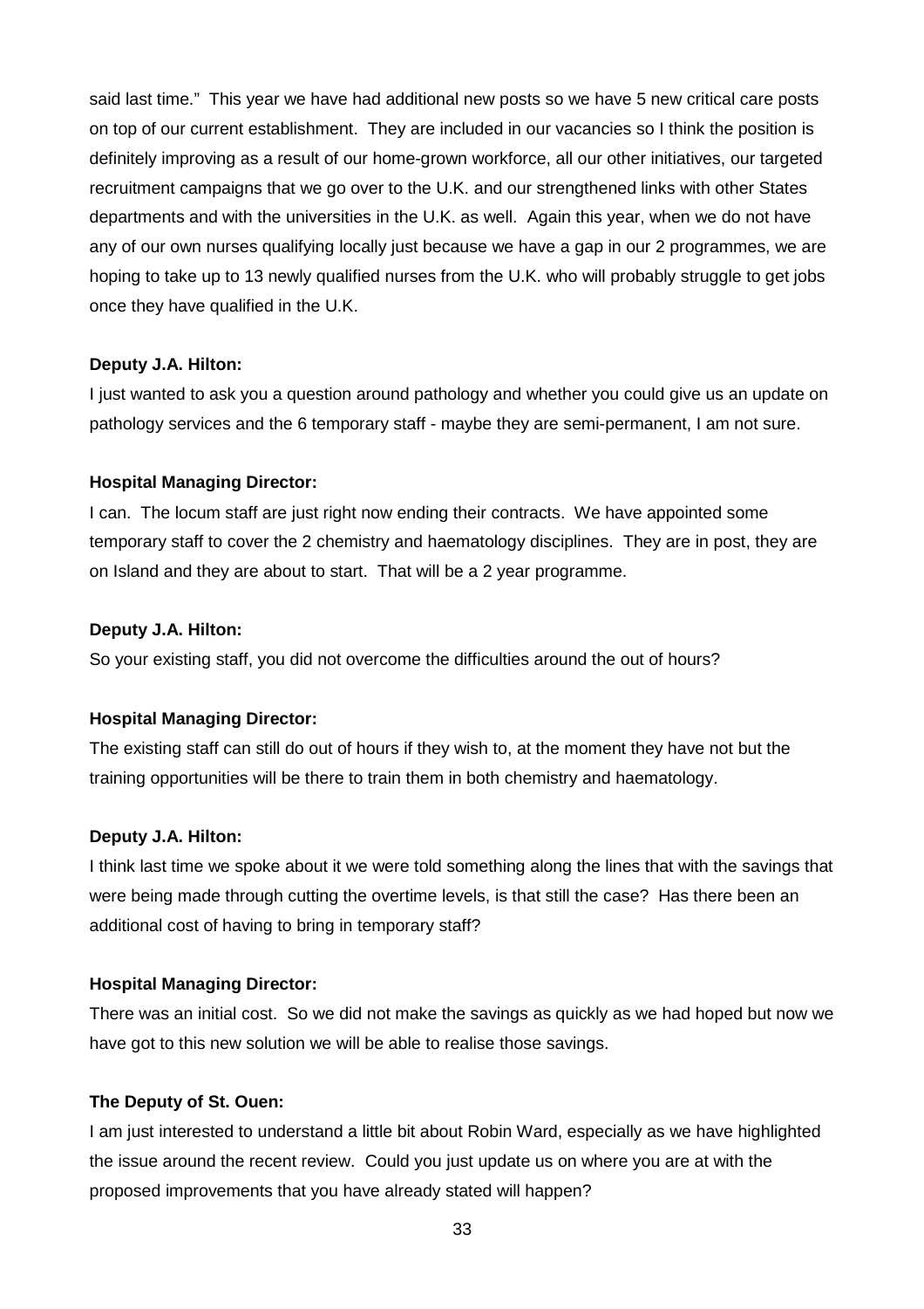said last time." This year we have had additional new posts so we have 5 new critical care posts on top of our current establishment. They are included in our vacancies so I think the position is definitely improving as a result of our home-grown workforce, all our other initiatives, our targeted recruitment campaigns that we go over to the U.K. and our strengthened links with other States departments and with the universities in the U.K. as well. Again this year, when we do not have any of our own nurses qualifying locally just because we have a gap in our 2 programmes, we are hoping to take up to 13 newly qualified nurses from the U.K. who will probably struggle to get jobs once they have qualified in the U.K.

**Deputy J.A. Hilton:**

I just wanted to ask you a question around pathology and whether you could give us an update on pathology services and the 6 temporary staff - maybe they are semi-permanent, I am not sure.

**Hospital Managing Director:**

I can. The locum staff are just right now ending their contracts. We have appointed some temporary staff to cover the 2 chemistry and haematology disciplines. They are in post, they are on Island and they are about to start. That will be a 2 year programme.

**Deputy J.A. Hilton:**

So your existing staff, you did not overcome the difficulties around the out of hours?

**Hospital Managing Director:**

The existing staff can still do out of hours if they wish to, at the moment they have not but the training opportunities will be there to train them in both chemistry and haematology.

**Deputy J.A. Hilton:**

I think last time we spoke about it we were told something along the lines that with the savings that were being made through cutting the overtime levels, is that still the case? Has there been an additional cost of having to bring in temporary staff?

**Hospital Managing Director:**

There was an initial cost. So we did not make the savings as quickly as we had hoped but now we have got to this new solution we will be able to realise those savings.

**The Deputy of St. Ouen:**

I am just interested to understand a little bit about Robin Ward, especially as we have highlighted the issue around the recent review. Could you just update us on where you are at with the proposed improvements that you have already stated will happen?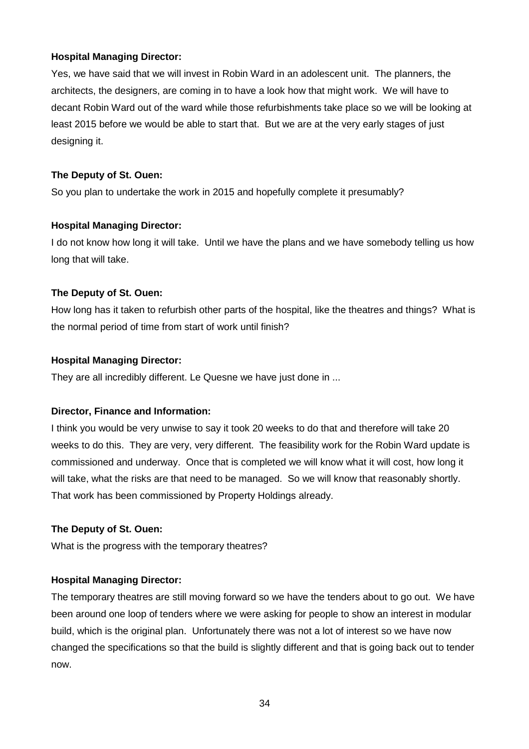**Hospital Managing Director:**

Yes, we have said that we will invest in Robin Ward in an adolescent unit. The planners, the architects, the designers, are coming in to have a look how that might work. We will have to decant Robin Ward out of the ward while those refurbishments take place so we will be looking at least 2015 before we would be able to start that. But we are at the very early stages of just designing it.

**The Deputy of St. Ouen:**

So you plan to undertake the work in 2015 and hopefully complete it presumably?

**Hospital Managing Director:**

I do not know how long it will take. Until we have the plans and we have somebody telling us how long that will take.

**The Deputy of St. Ouen:**

How long has it taken to refurbish other parts of the hospital, like the theatres and things? What is the normal period of time from start of work until finish?

**Hospital Managing Director:**

They are all incredibly different. Le Quesne we have just done in ...

**Director, Finance and Information:**

I think you would be very unwise to say it took 20 weeks to do that and therefore will take 20 weeks to do this. They are very, very different. The feasibility work for the Robin Ward update is commissioned and underway. Once that is completed we will know what it will cost, how long it will take, what the risks are that need to be managed. So we will know that reasonably shortly. That work has been commissioned by Property Holdings already.

**The Deputy of St. Ouen:**

What is the progress with the temporary theatres?

**Hospital Managing Director:**

The temporary theatres are still moving forward so we have the tenders about to go out. We have been around one loop of tenders where we were asking for people to show an interest in modular build, which is the original plan. Unfortunately there was not a lot of interest so we have now changed the specifications so that the build is slightly different and that is going back out to tender now.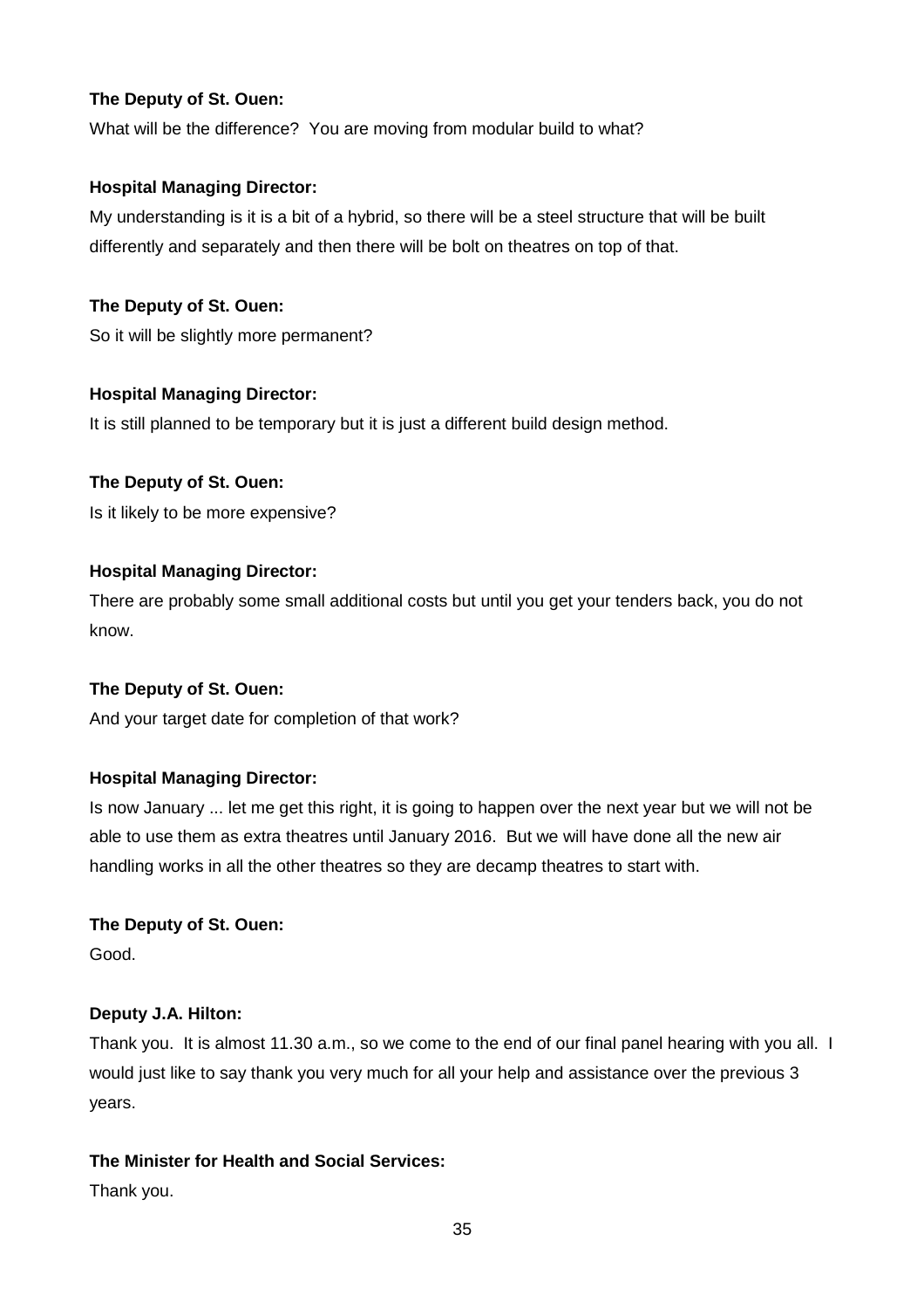**The Deputy of St. Ouen:**

What will be the difference? You are moving from modular build to what?

**Hospital Managing Director:**

My understanding is it is a bit of a hybrid, so there will be a steel structure that will be built differently and separately and then there will be bolt on theatres on top of that.

**The Deputy of St. Ouen:**

So it will be slightly more permanent?

**Hospital Managing Director:**

It is still planned to be temporary but it is just a different build design method.

**The Deputy of St. Ouen:**

Is it likely to be more expensive?

**Hospital Managing Director:**

There are probably some small additional costs but until you get your tenders back, you do not know.

**The Deputy of St. Ouen:**

And your target date for completion of that work?

**Hospital Managing Director:**

Is now January ... let me get this right, it is going to happen over the next year but we will not be able to use them as extra theatres until January 2016. But we will have done all the new air handling works in all the other theatres so they are decamp theatres to start with.

**The Deputy of St. Ouen:**

Good.

**Deputy J.A. Hilton:**

Thank you. It is almost 11.30 a.m., so we come to the end of our final panel hearing with you all. I would just like to say thank you very much for all your help and assistance over the previous 3 years.

**The Minister for Health and Social Services:**

Thank you.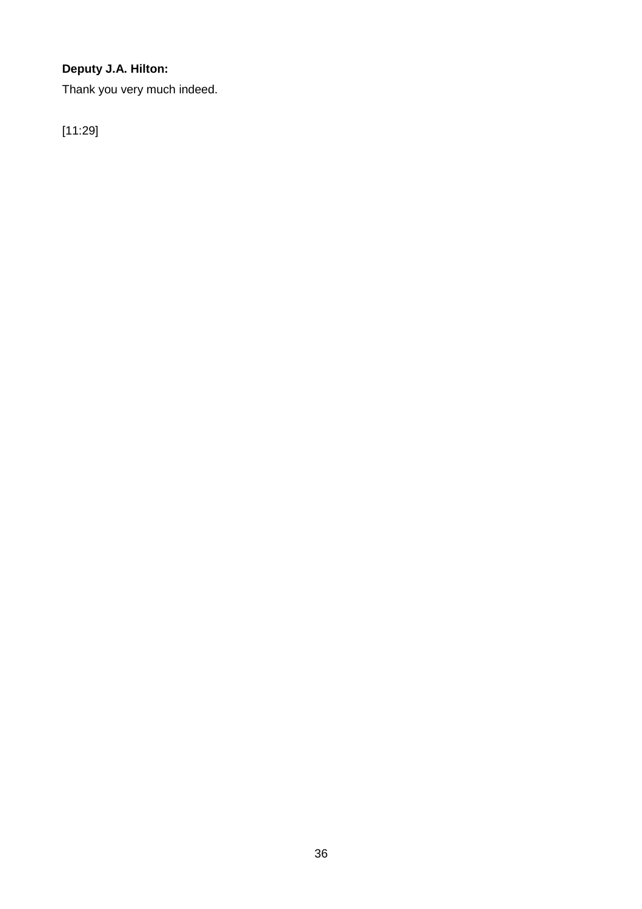**Deputy J.A. Hilton:**

Thank you very much indeed.

[11:29]